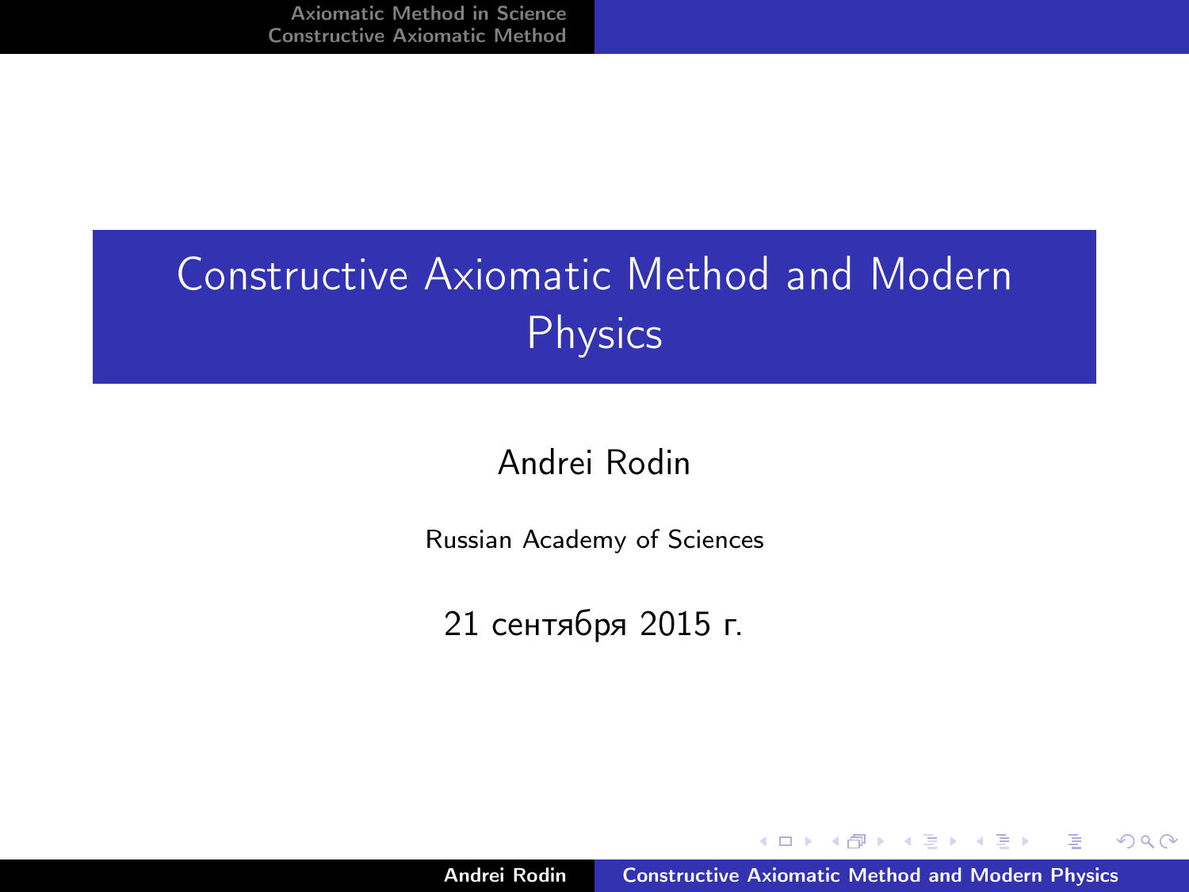# Constructive Axiomatic Method and Modern Physics

Andrei Rodin

Russian Academy of Sciences

21 сентября 2015 г.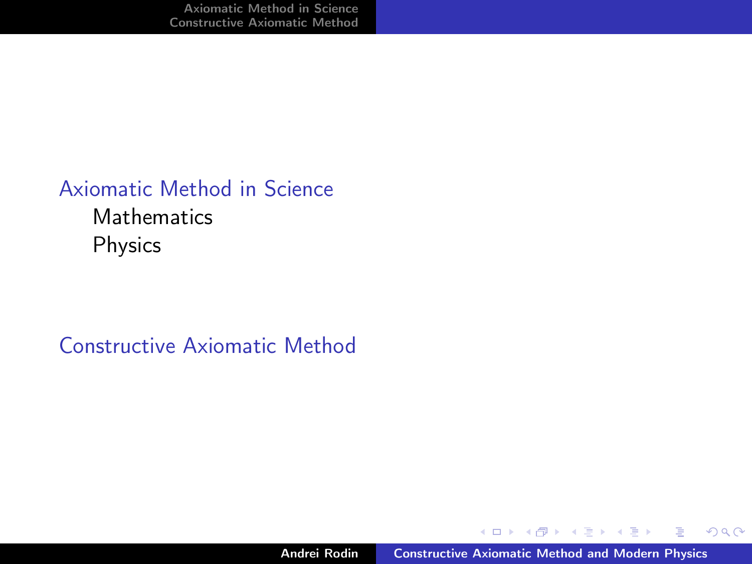- Axiomatic Method in Science
  - Mathematics
  - Physics
- Constructive Axiomatic Method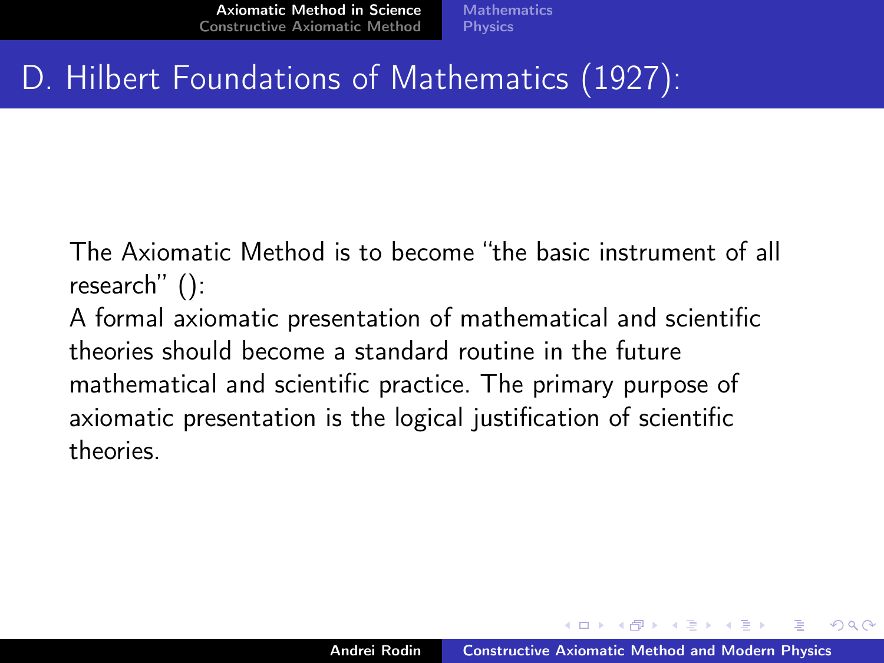# D. Hilbert Foundations of Mathematics (1927):

The Axiomatic Method is to become "the basic instrument of all research" ():
A formal axiomatic presentation of mathematical and scientific theories should become a standard routine in the future mathematical and scientific practice. The primary purpose of axiomatic presentation is the logical justification of scientific theories.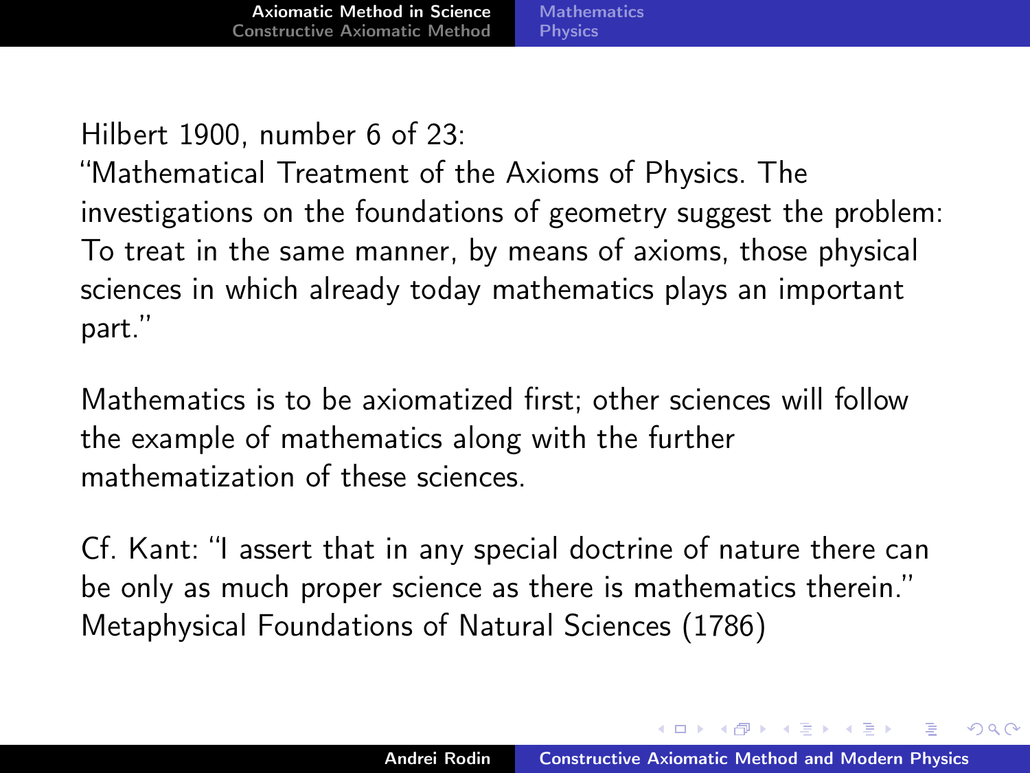Hilbert 1900, number 6 of 23:
"Mathematical Treatment of the Axioms of Physics. The investigations on the foundations of geometry suggest the problem: To treat in the same manner, by means of axioms, those physical sciences in which already today mathematics plays an important part."

Mathematics is to be axiomatized first; other sciences will follow the example of mathematics along with the further mathematization of these sciences.

Cf. Kant: "I assert that in any special doctrine of nature there can be only as much proper science as there is mathematics therein." Metaphysical Foundations of Natural Sciences (1786)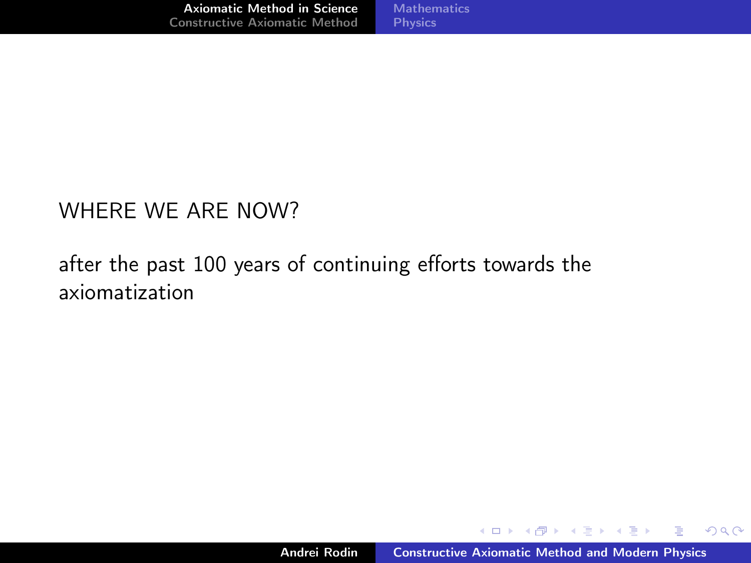WHERE WE ARE NOW?

after the past 100 years of continuing efforts towards the axiomatization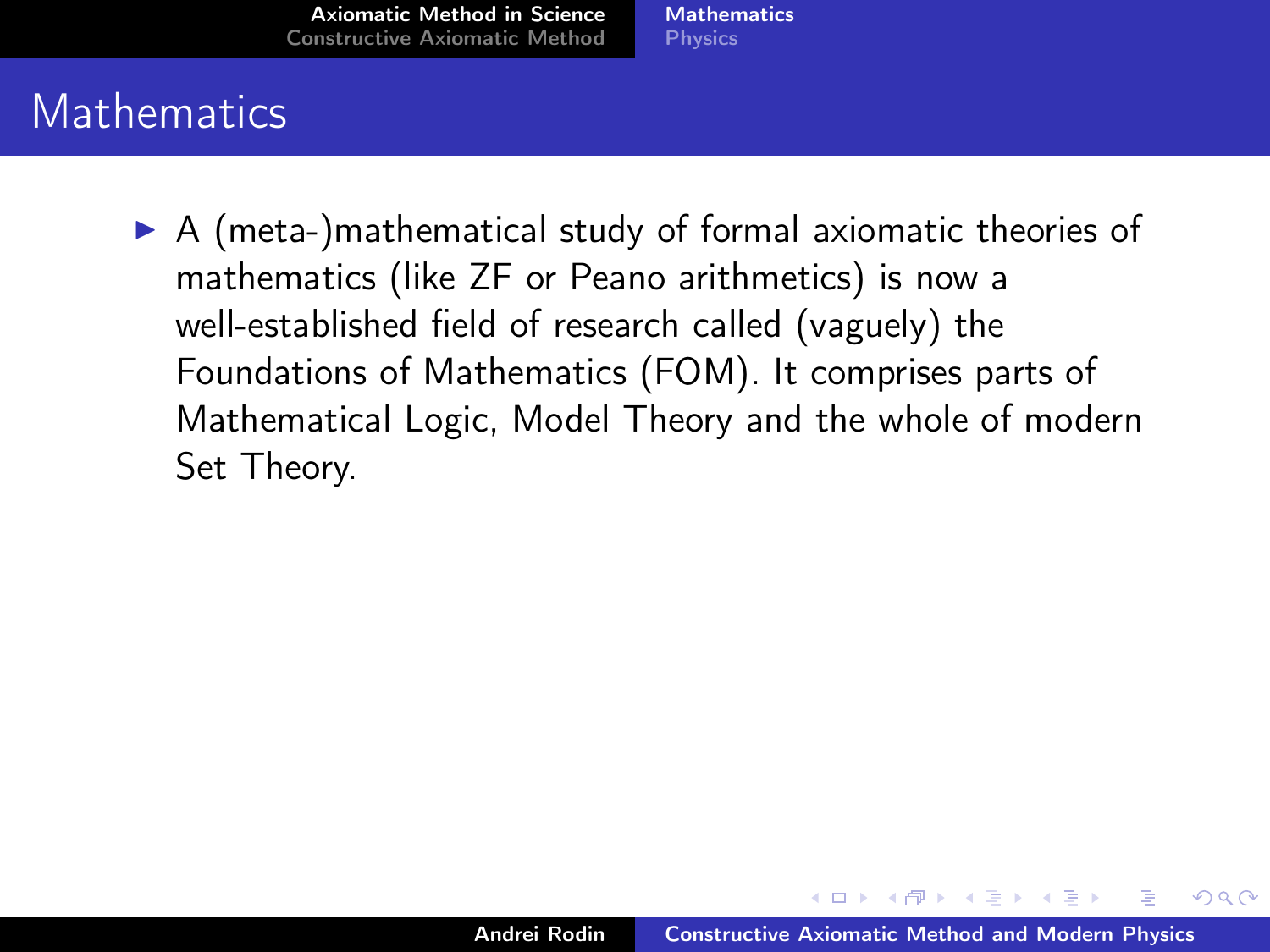# Mathematics

- A (meta-)mathematical study of formal axiomatic theories of mathematics (like ZF or Peano arithmetics) is now a well-established field of research called (vaguely) the Foundations of Mathematics (FOM). It comprises parts of Mathematical Logic, Model Theory and the whole of modern Set Theory.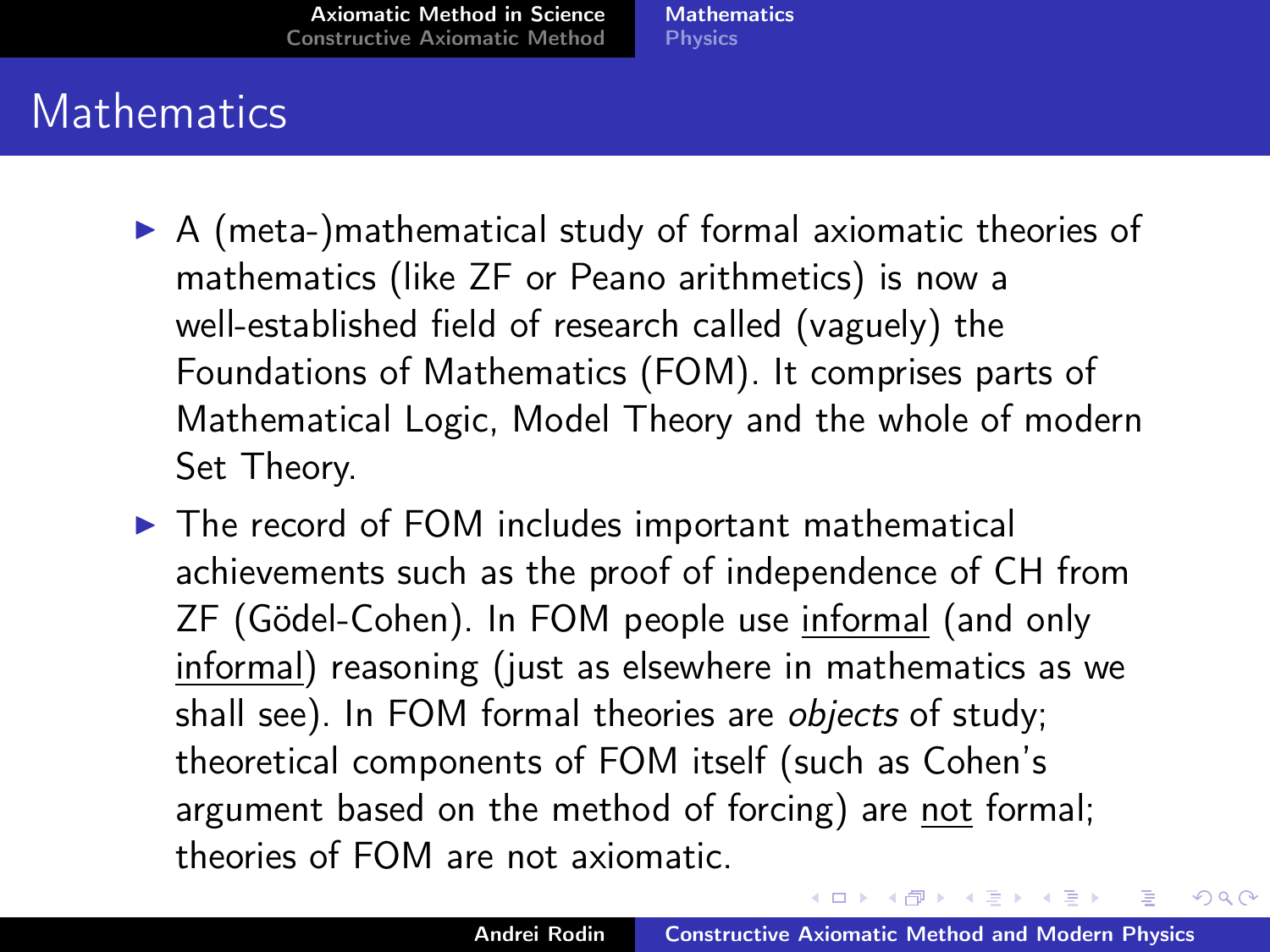# Mathematics

- A (meta-)mathematical study of formal axiomatic theories of mathematics (like ZF or Peano arithmetics) is now a well-established field of research called (vaguely) the Foundations of Mathematics (FOM). It comprises parts of Mathematical Logic, Model Theory and the whole of modern Set Theory.
- The record of FOM includes important mathematical achievements such as the proof of independence of CH from ZF (Gödel-Cohen). In FOM people use informal (and only informal) reasoning (just as elsewhere in mathematics as we shall see). In FOM formal theories are *objects* of study; theoretical components of FOM itself (such as Cohen's argument based on the method of forcing) are not formal; theories of FOM are not axiomatic.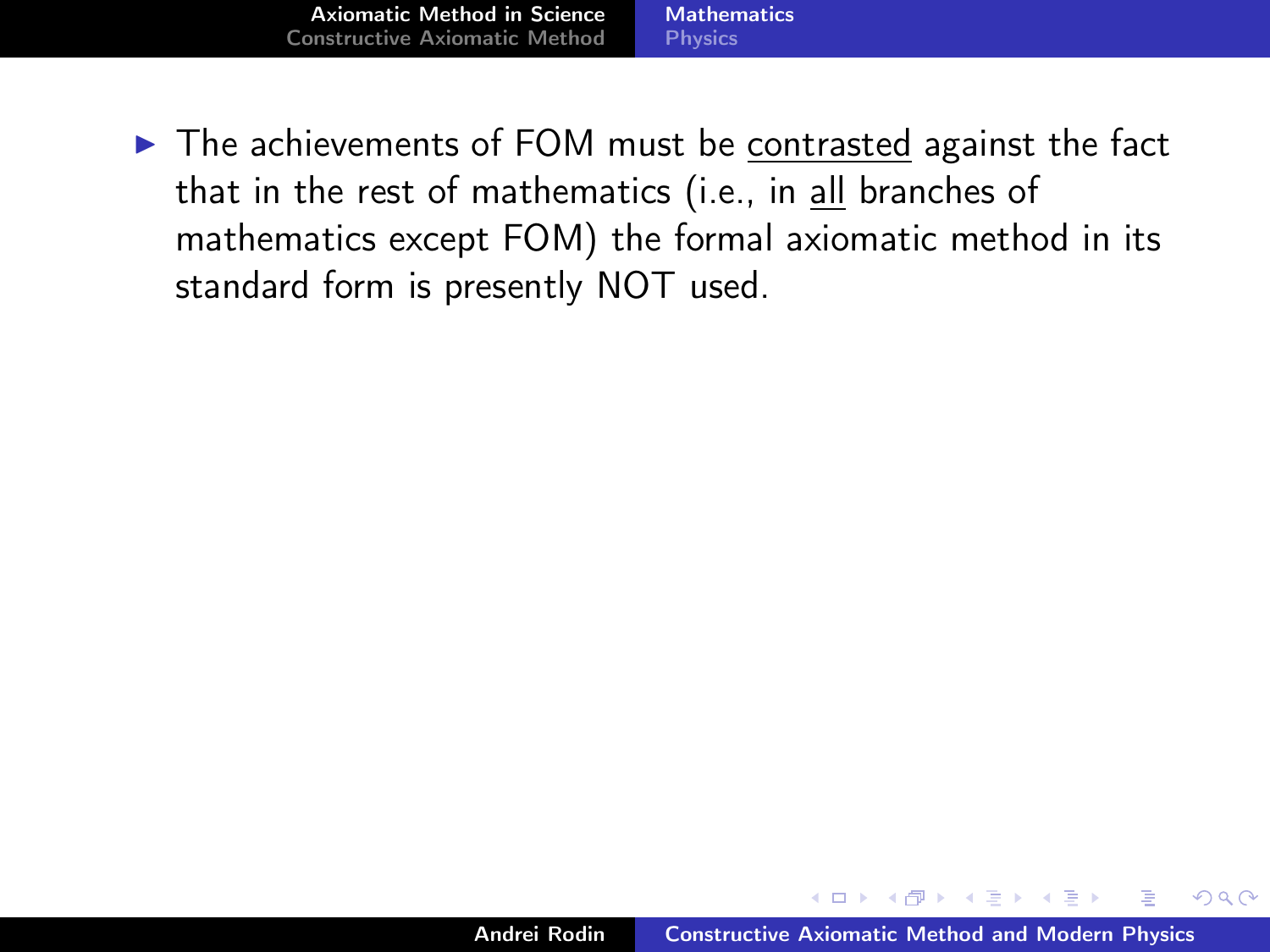- The achievements of FOM must be <u>contrasted</u> against the fact that in the rest of mathematics (i.e., in <u>all</u> branches of mathematics except FOM) the formal axiomatic method in its standard form is presently NOT used.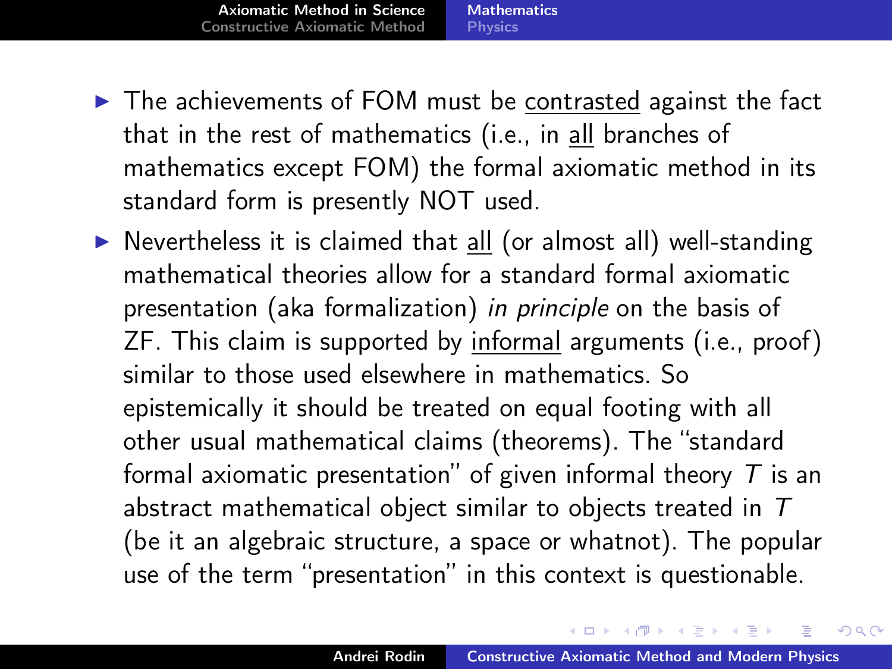- The achievements of FOM must be <u>contrasted</u> against the fact that in the rest of mathematics (i.e., in <u>all</u> branches of mathematics except FOM) the formal axiomatic method in its standard form is presently NOT used.
- Nevertheless it is claimed that <u>all</u> (or almost all) well-standing mathematical theories allow for a standard formal axiomatic presentation (aka formalization) *in principle* on the basis of ZF. This claim is supported by <u>informal</u> arguments (i.e., proof) similar to those used elsewhere in mathematics. So epistemically it should be treated on equal footing with all other usual mathematical claims (theorems). The "standard formal axiomatic presentation" of given informal theory $T$ is an abstract mathematical object similar to objects treated in $T$ (be it an algebraic structure, a space or whatnot). The popular use of the term "presentation" in this context is questionable.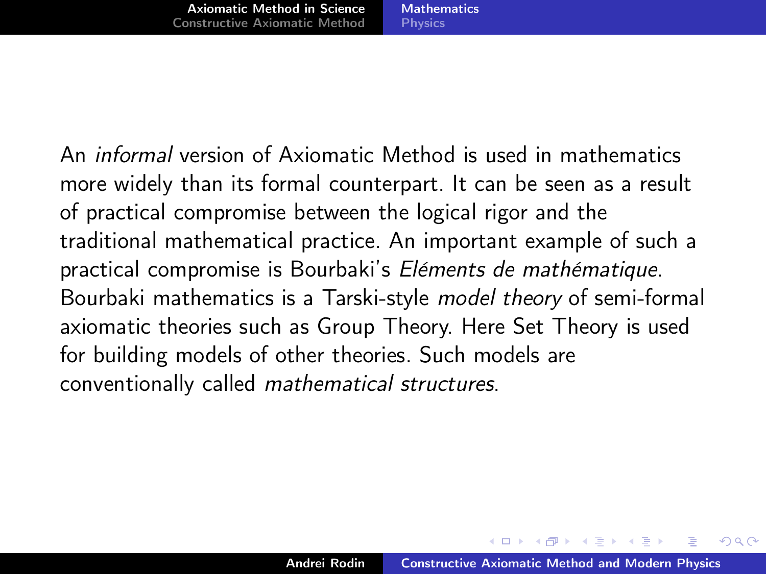An *informal* version of Axiomatic Method is used in mathematics more widely than its formal counterpart. It can be seen as a result of practical compromise between the logical rigor and the traditional mathematical practice. An important example of such a practical compromise is Bourbaki's *Eléments de mathématique*. Bourbaki mathematics is a Tarski-style *model theory* of semi-formal axiomatic theories such as Group Theory. Here Set Theory is used for building models of other theories. Such models are conventionally called *mathematical structures*.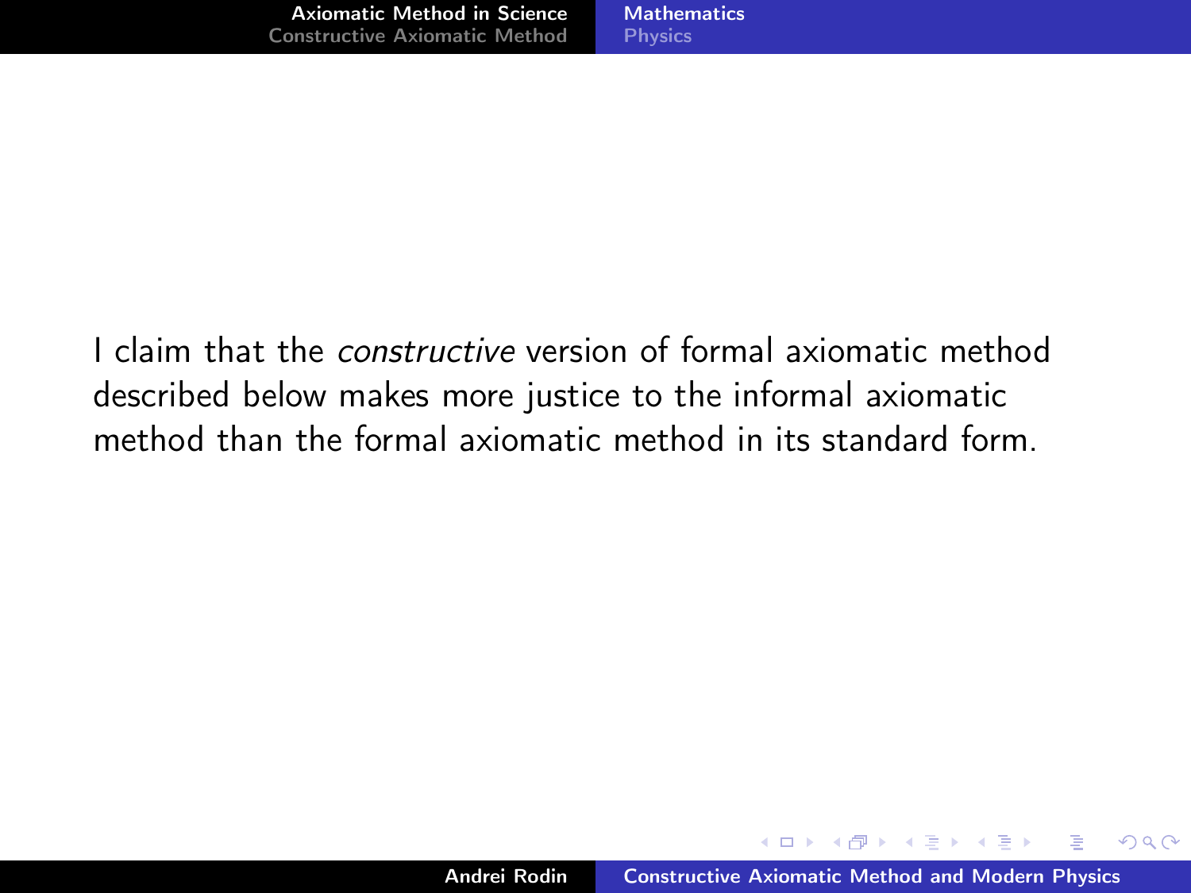I claim that the *constructive* version of formal axiomatic method described below makes more justice to the informal axiomatic method than the formal axiomatic method in its standard form.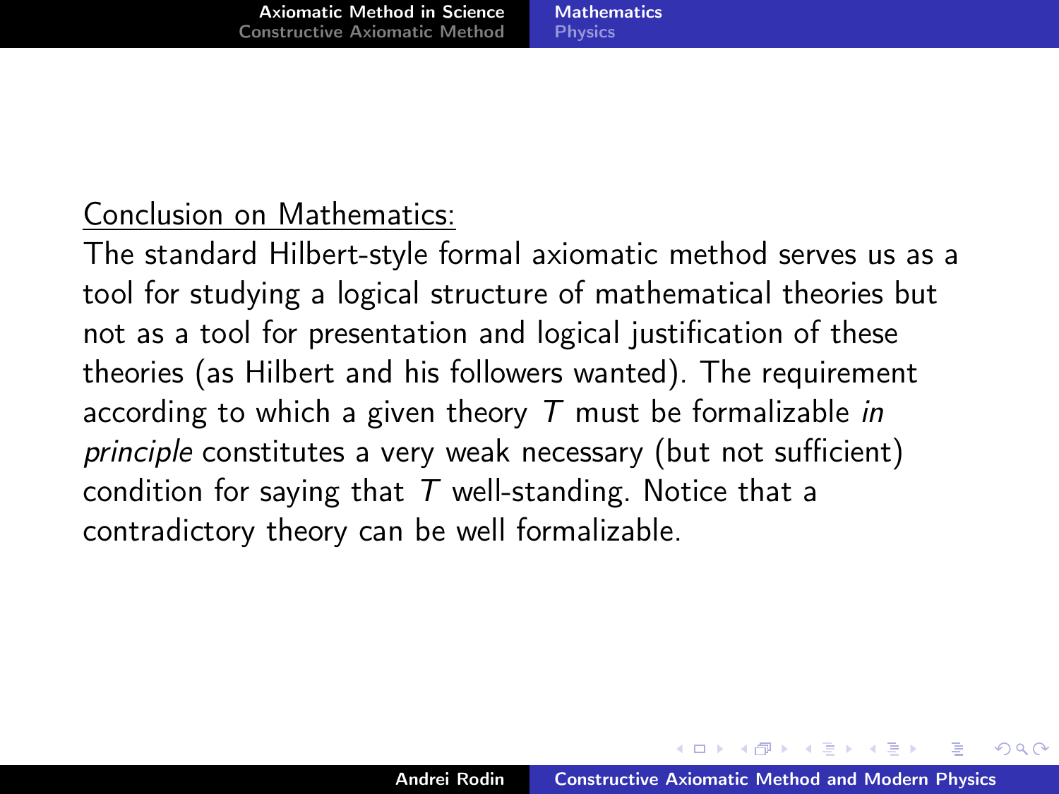<u>Conclusion on Mathematics:</u>

The standard Hilbert-style formal axiomatic method serves us as a tool for studying a logical structure of mathematical theories but not as a tool for presentation and logical justification of these theories (as Hilbert and his followers wanted). The requirement according to which a given theory $T$ must be formalizable *in principle* constitutes a very weak necessary (but not sufficient) condition for saying that $T$ well-standing. Notice that a contradictory theory can be well formalizable.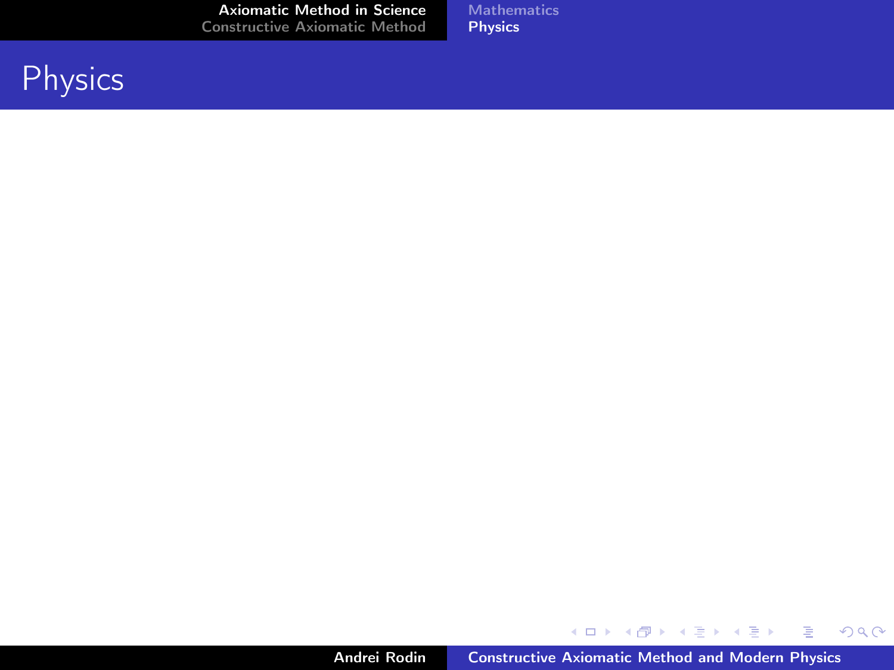# Physics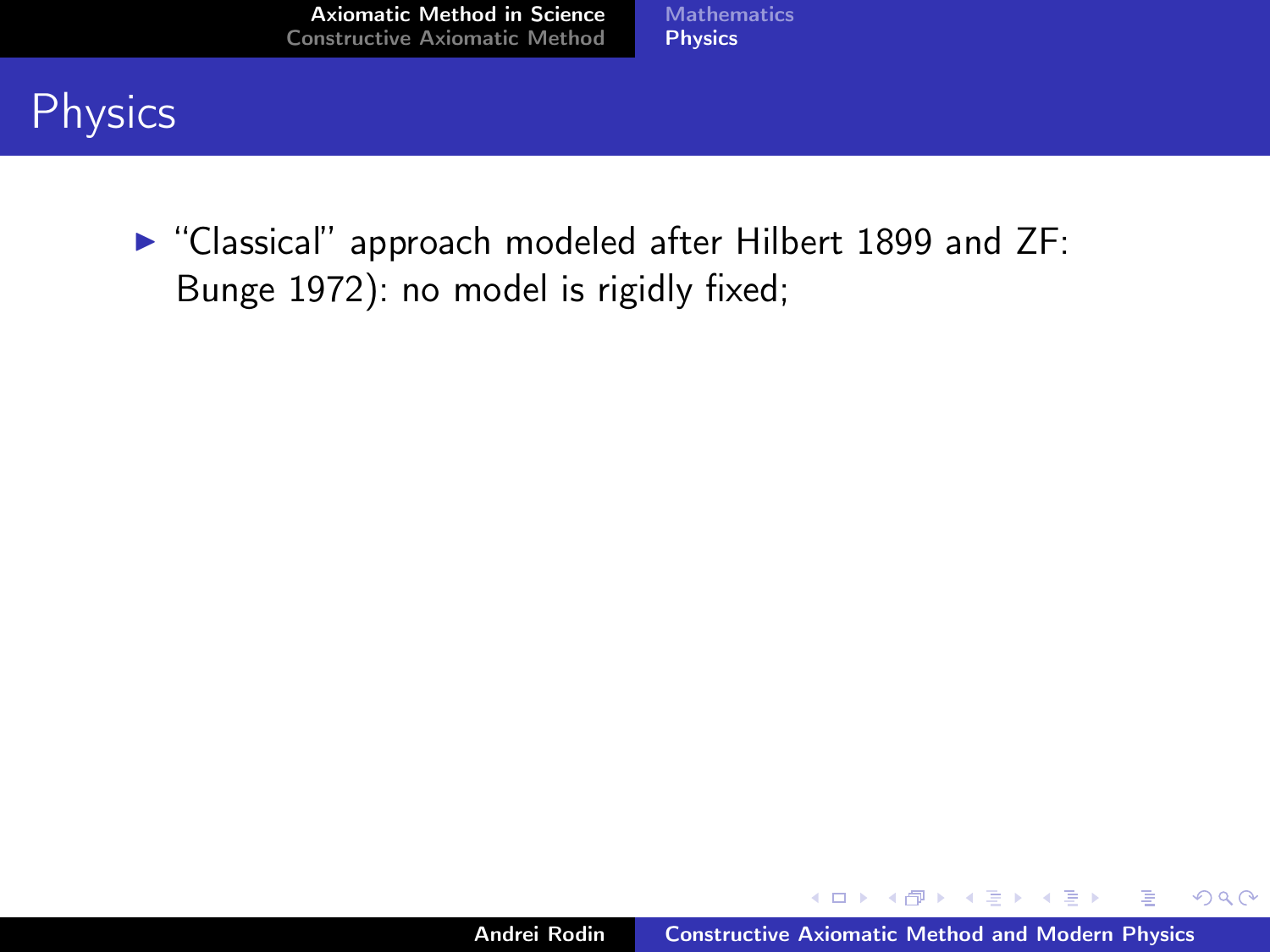## Physics

- "Classical" approach modeled after Hilbert 1899 and ZF: Bunge 1972): no model is rigidly fixed;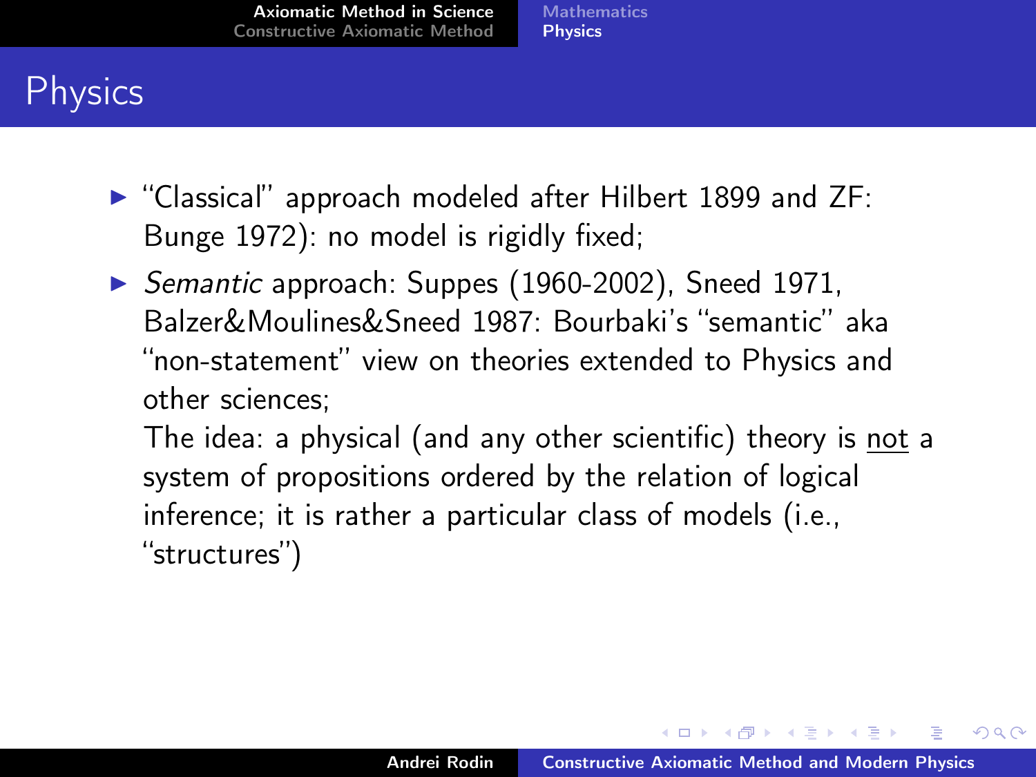# Physics

- "Classical" approach modeled after Hilbert 1899 and ZF: Bunge 1972): no model is rigidly fixed;
- *Semantic* approach: Suppes (1960-2002), Sneed 1971, Balzer&Moulines&Sneed 1987: Bourbaki's "semantic" aka "non-statement" view on theories extended to Physics and other sciences;
  The idea: a physical (and any other scientific) theory is <u>not</u> a system of propositions ordered by the relation of logical inference; it is rather a particular class of models (i.e., "structures")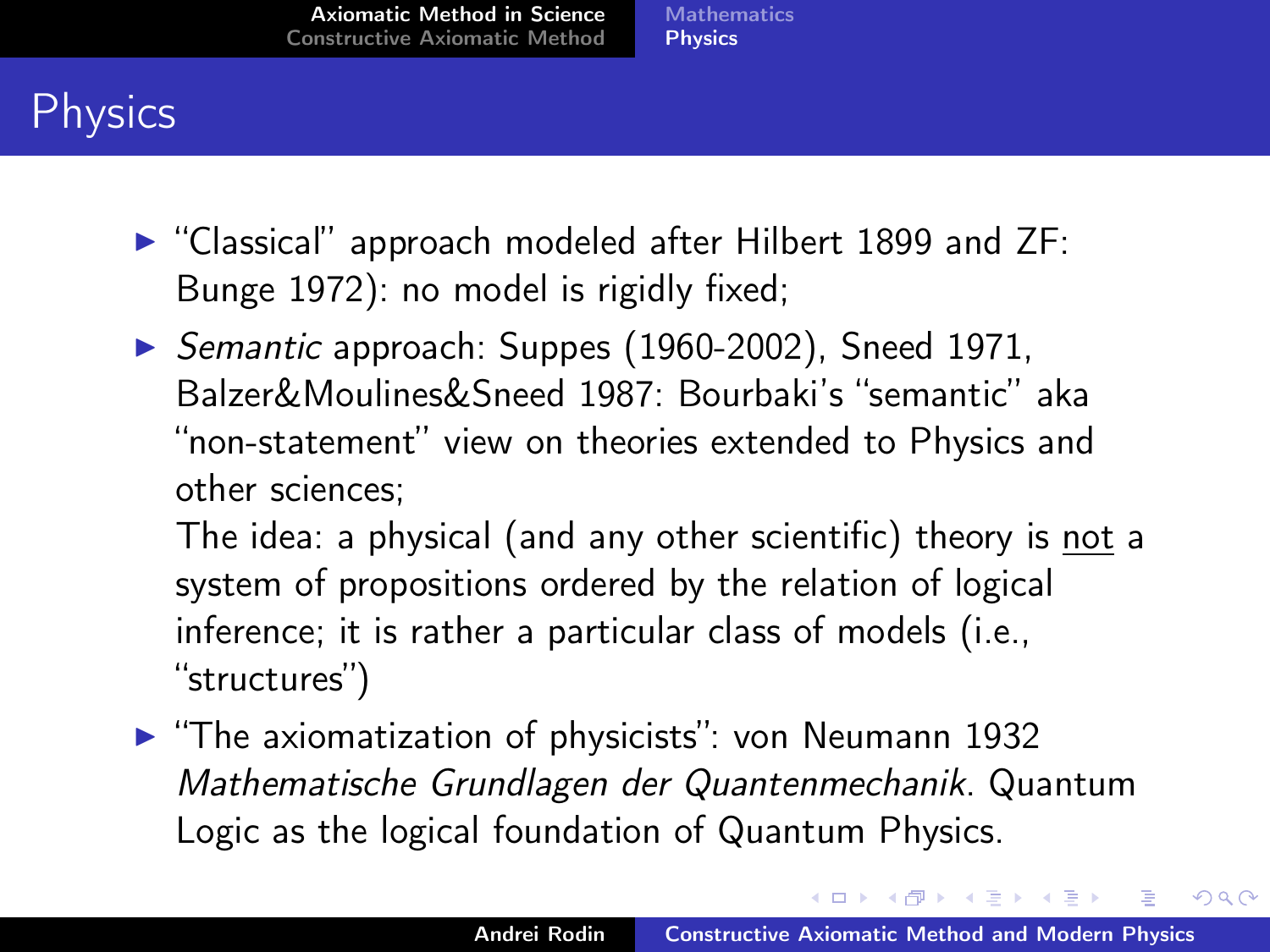# Physics

- "Classical" approach modeled after Hilbert 1899 and ZF: Bunge 1972): no model is rigidly fixed;
- *Semantic* approach: Suppes (1960-2002), Sneed 1971, Balzer&Moulines&Sneed 1987: Bourbaki's "semantic" aka "non-statement" view on theories extended to Physics and other sciences;
  The idea: a physical (and any other scientific) theory is <u>not</u> a system of propositions ordered by the relation of logical inference; it is rather a particular class of models (i.e., "structures")
- "The axiomatization of physicists": von Neumann 1932 *Mathematische Grundlagen der Quantenmechanik*. Quantum Logic as the logical foundation of Quantum Physics.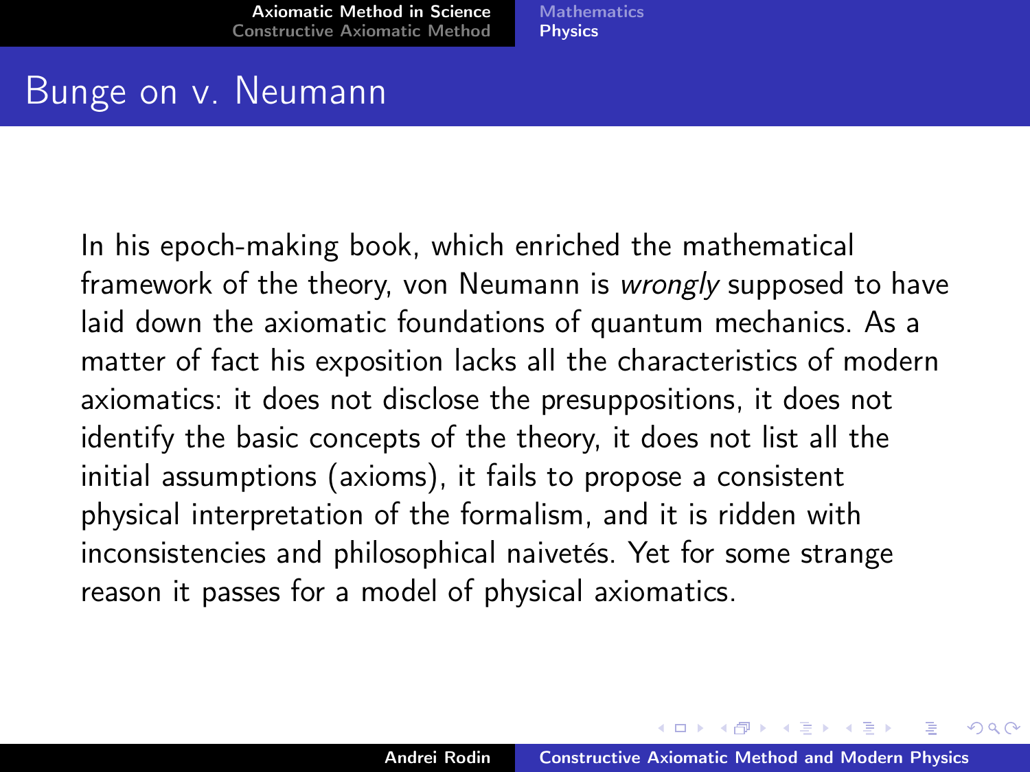# Bunge on v. Neumann

In his epoch-making book, which enriched the mathematical framework of the theory, von Neumann is *wrongly* supposed to have laid down the axiomatic foundations of quantum mechanics. As a matter of fact his exposition lacks all the characteristics of modern axiomatics: it does not disclose the presuppositions, it does not identify the basic concepts of the theory, it does not list all the initial assumptions (axioms), it fails to propose a consistent physical interpretation of the formalism, and it is ridden with inconsistencies and philosophical naivetés. Yet for some strange reason it passes for a model of physical axiomatics.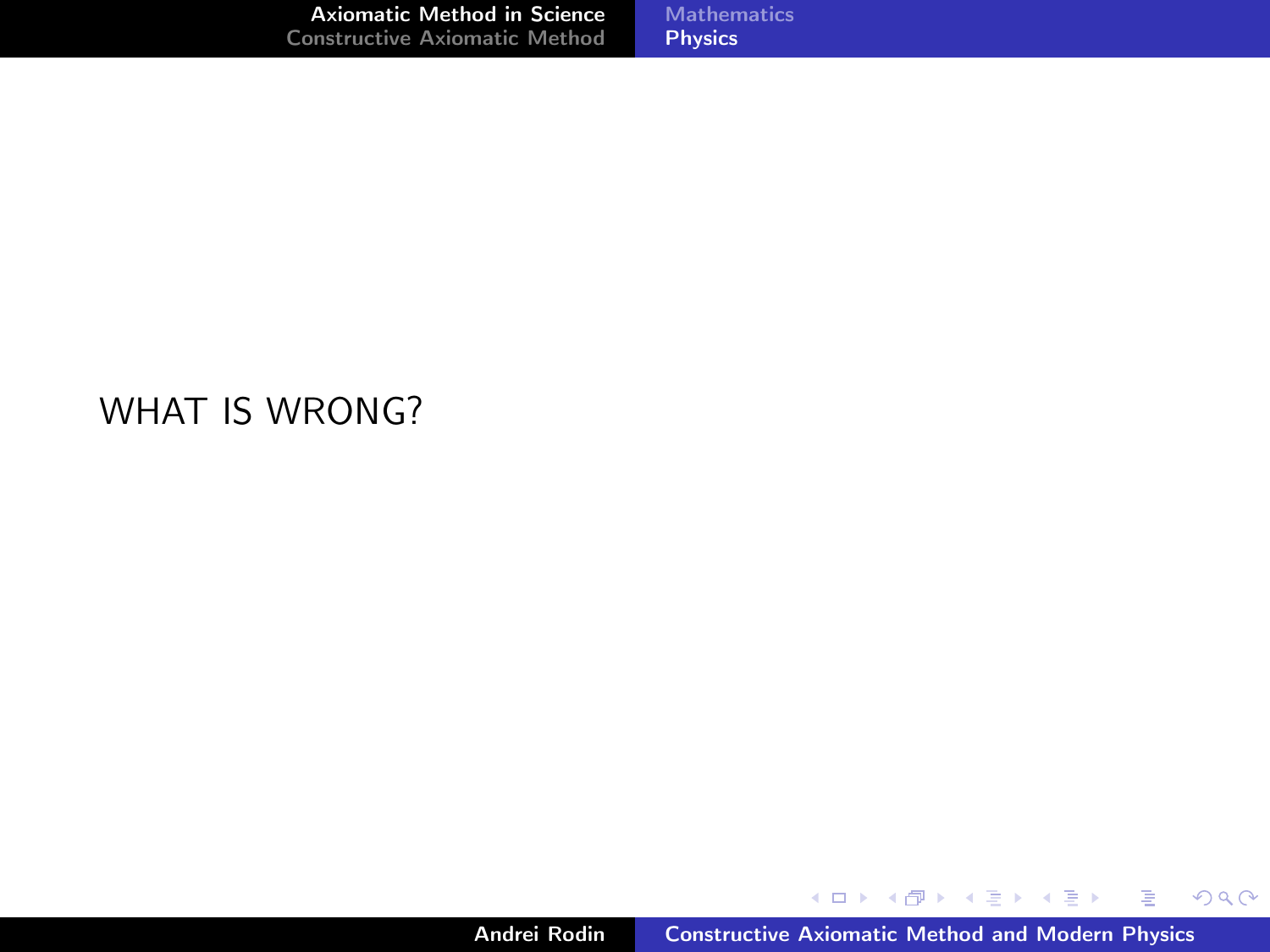WHAT IS WRONG?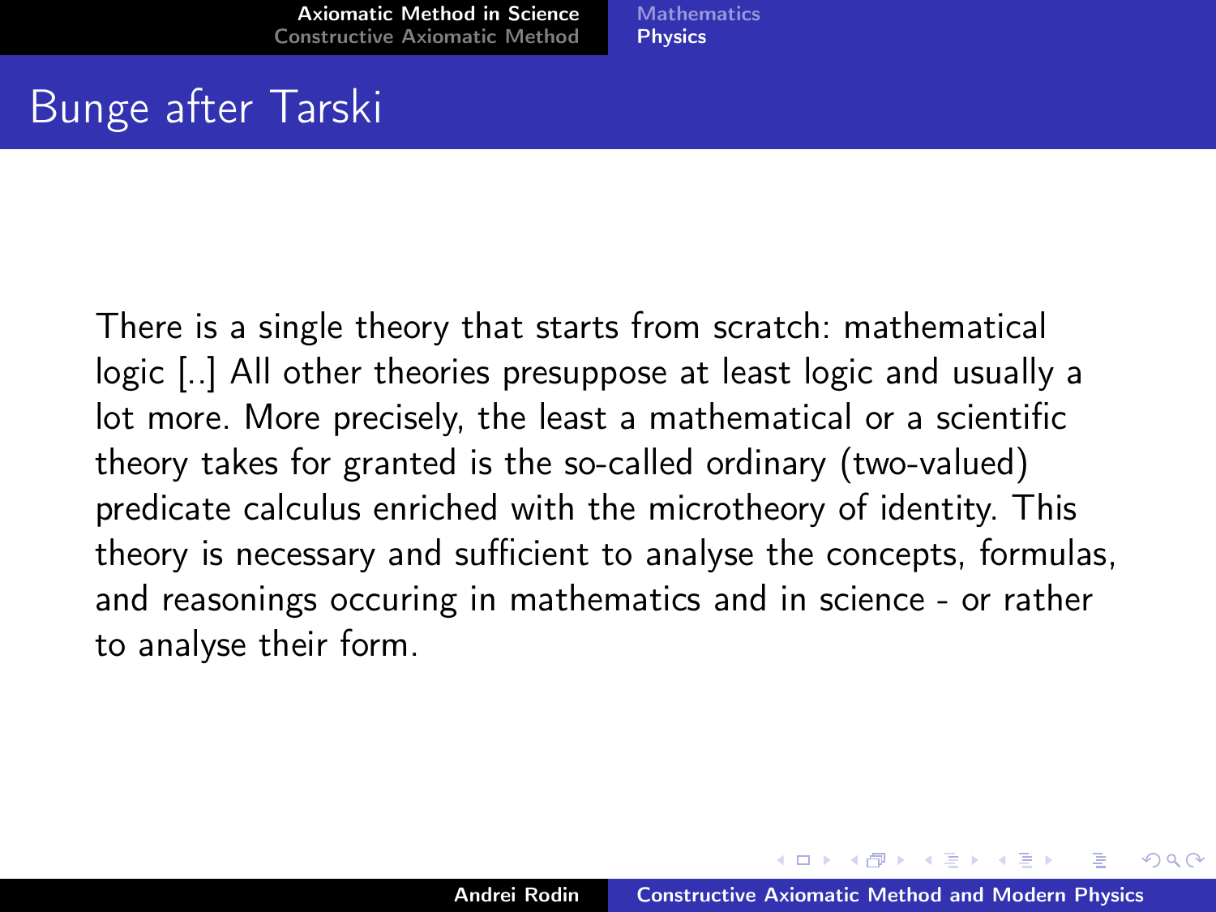# Bunge after Tarski

There is a single theory that starts from scratch: mathematical logic [..] All other theories presuppose at least logic and usually a lot more. More precisely, the least a mathematical or a scientific theory takes for granted is the so-called ordinary (two-valued) predicate calculus enriched with the microtheory of identity. This theory is necessary and sufficient to analyse the concepts, formulas, and reasonings occuring in mathematics and in science - or rather to analyse their form.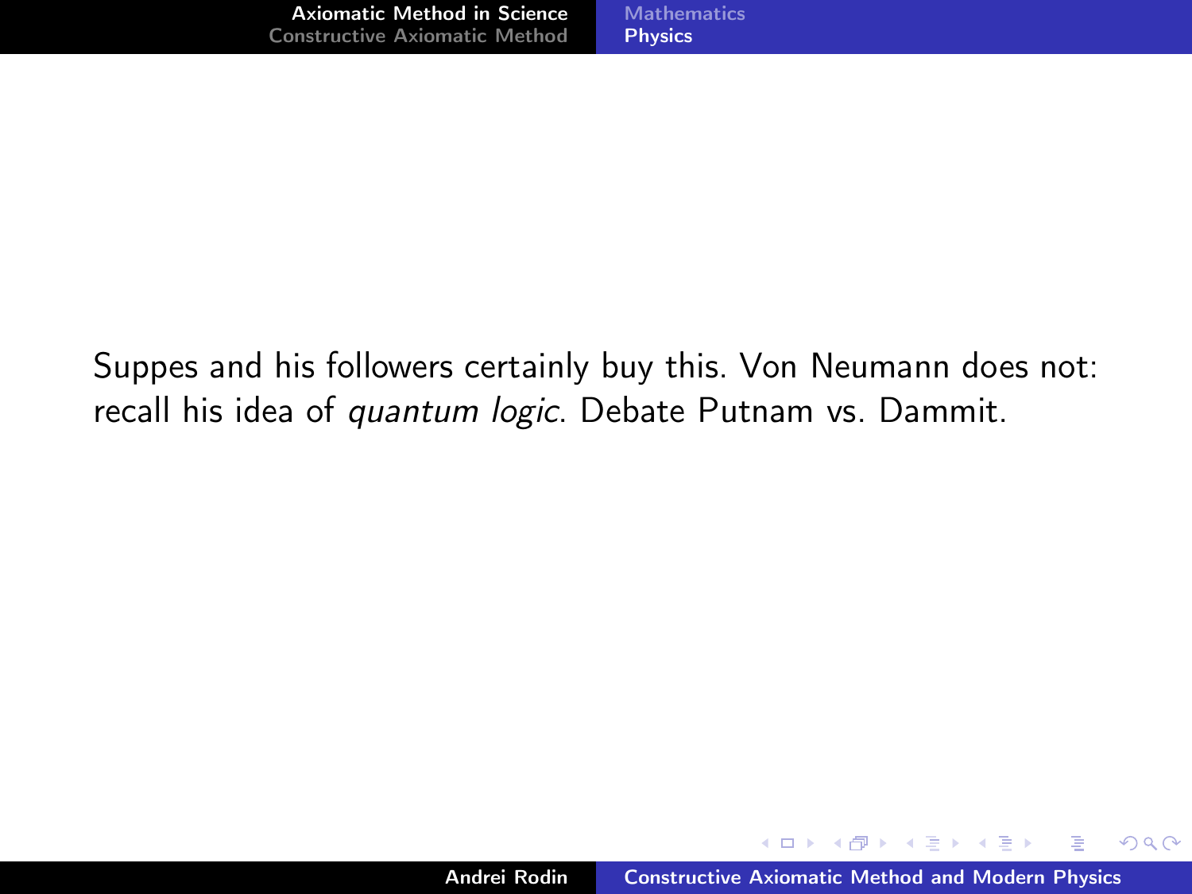Suppes and his followers certainly buy this. Von Neumann does not: recall his idea of *quantum logic*. Debate Putnam vs. Dammit.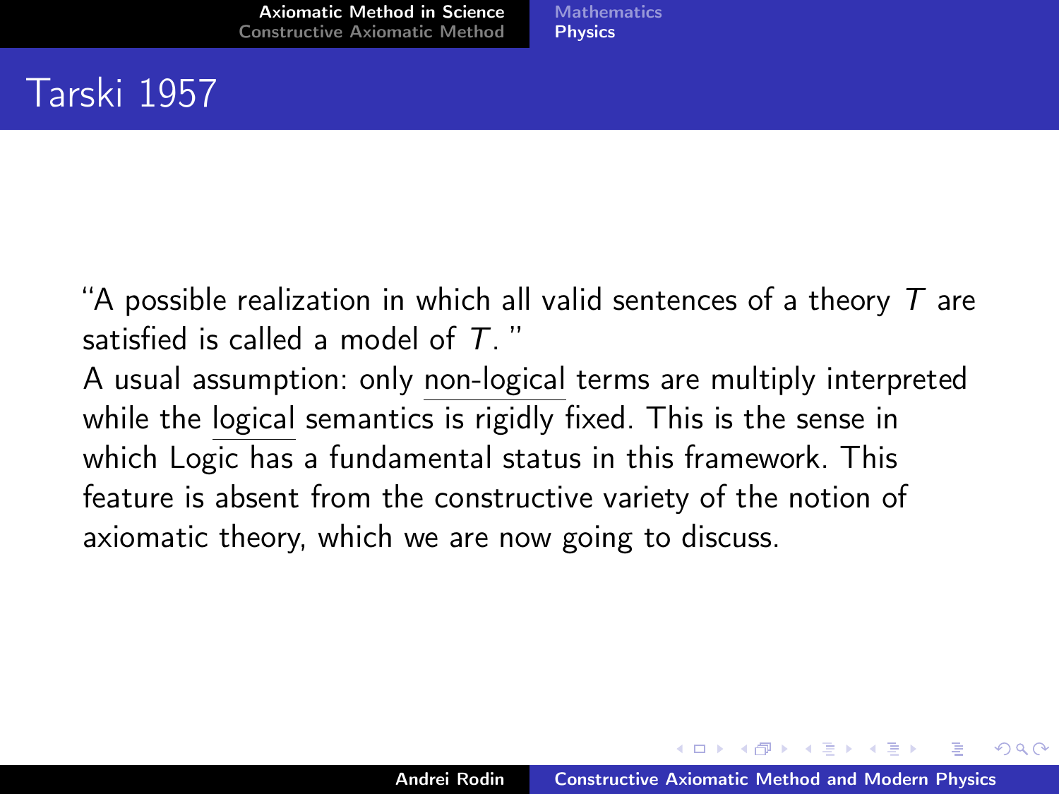# Tarski 1957

"A possible realization in which all valid sentences of a theory $T$ are satisfied is called a model of $T$."

A usual assumption: only non-logical terms are multiply interpreted while the logical semantics is rigidly fixed. This is the sense in which Logic has a fundamental status in this framework. This feature is absent from the constructive variety of the notion of axiomatic theory, which we are now going to discuss.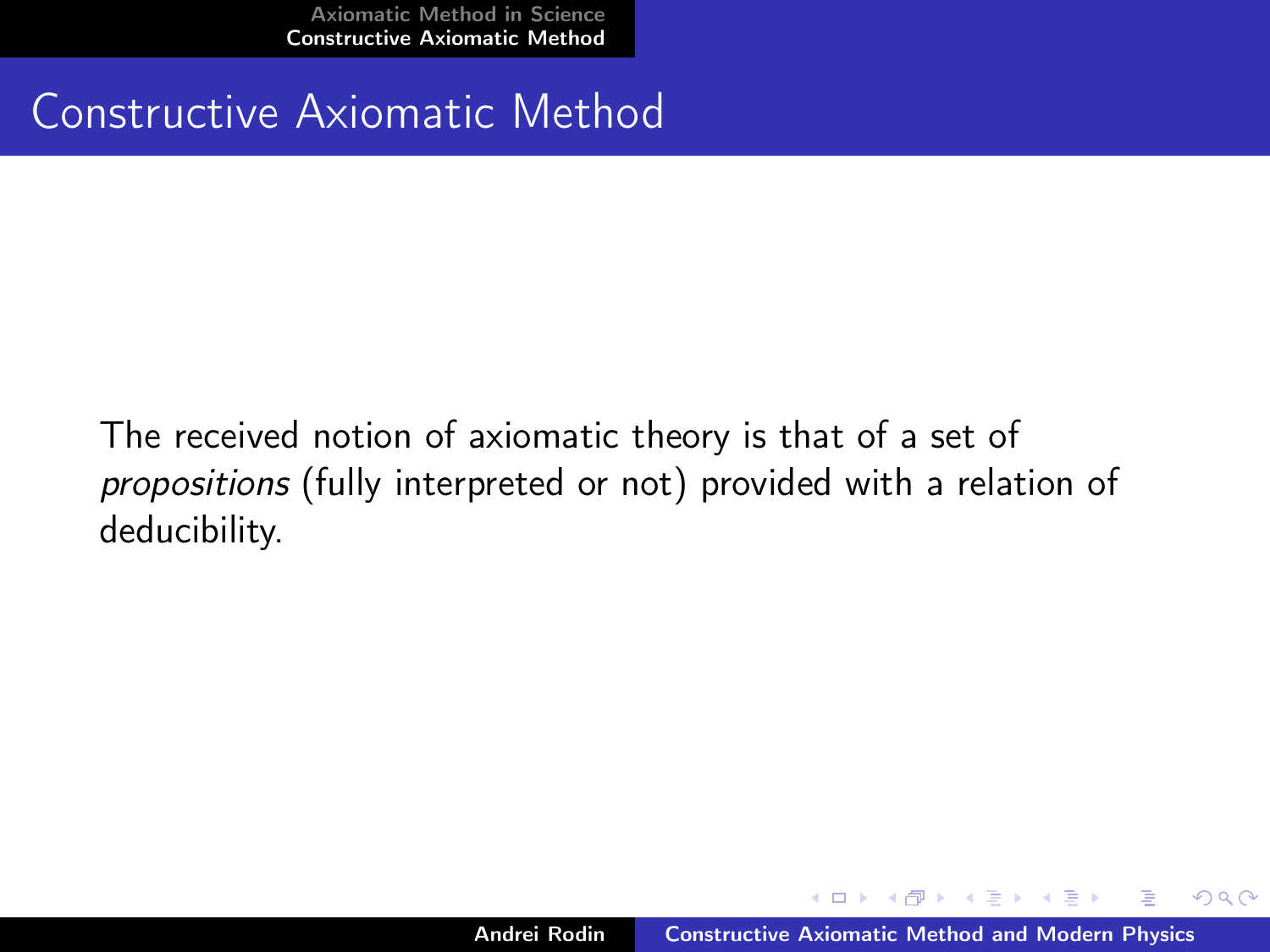# Constructive Axiomatic Method

The received notion of axiomatic theory is that of a set of *propositions* (fully interpreted or not) provided with a relation of deducibility.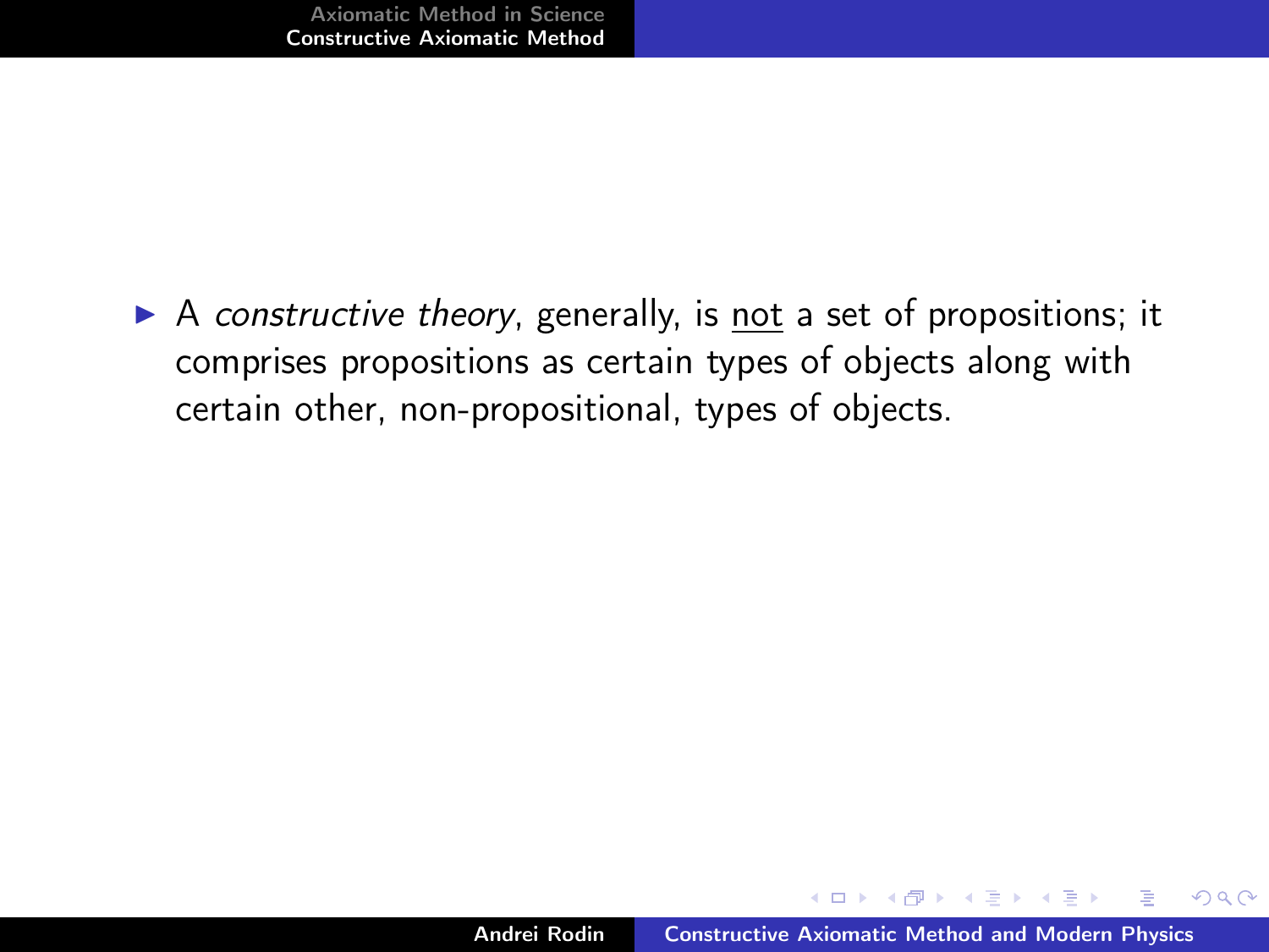- A *constructive theory*, generally, is <u>not</u> a set of propositions; it comprises propositions as certain types of objects along with certain other, non-propositional, types of objects.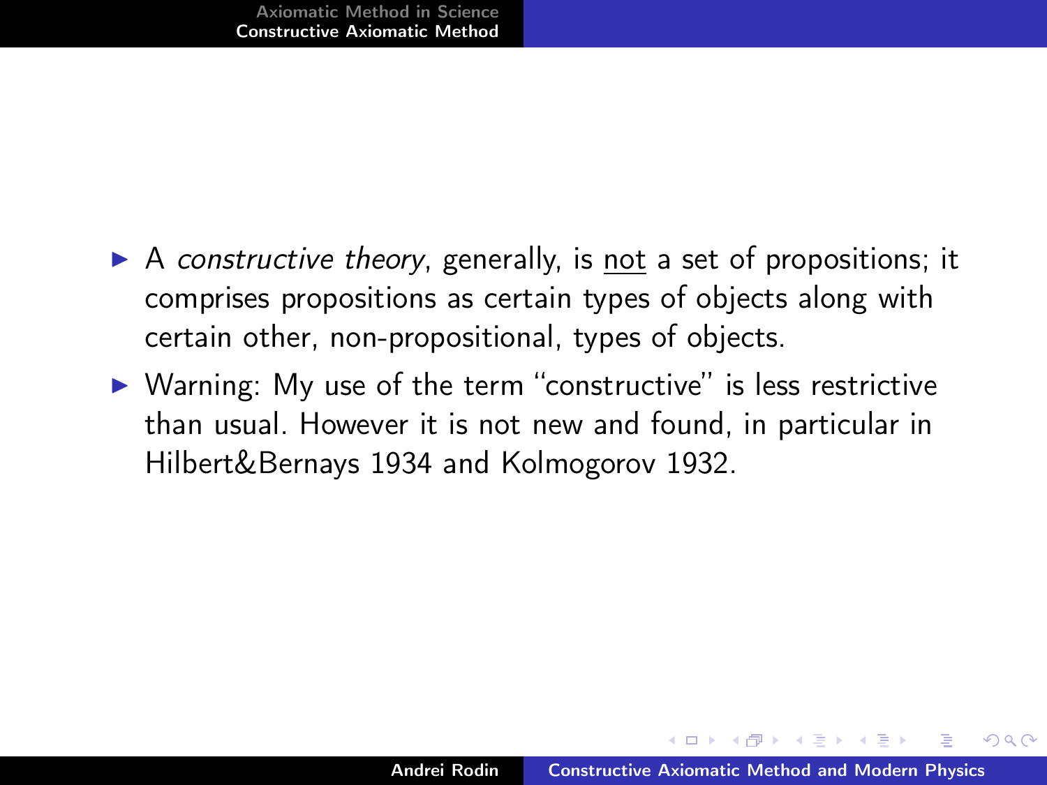- A *constructive theory*, generally, is not a set of propositions; it comprises propositions as certain types of objects along with certain other, non-propositional, types of objects.
- Warning: My use of the term "constructive" is less restrictive than usual. However it is not new and found, in particular in Hilbert&Bernays 1934 and Kolmogorov 1932.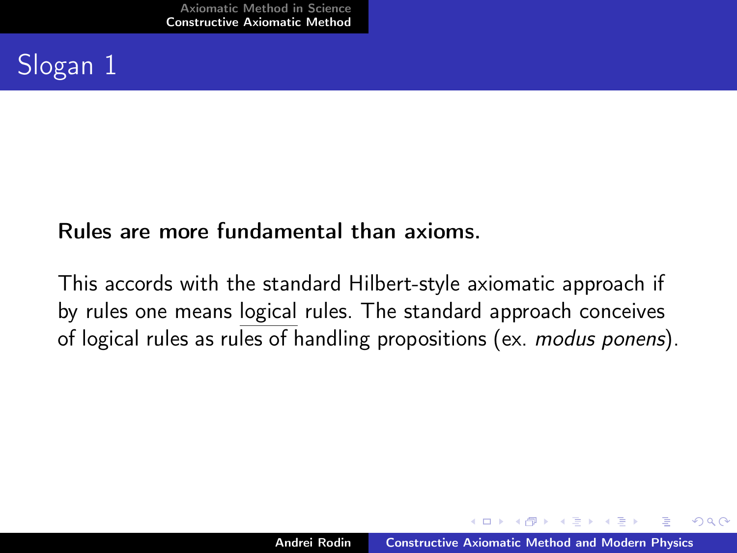# Slogan 1

**Rules are more fundamental than axioms.**

This accords with the standard Hilbert-style axiomatic approach if by rules one means logical rules. The standard approach conceives of logical rules as rules of handling propositions (ex. *modus ponens*).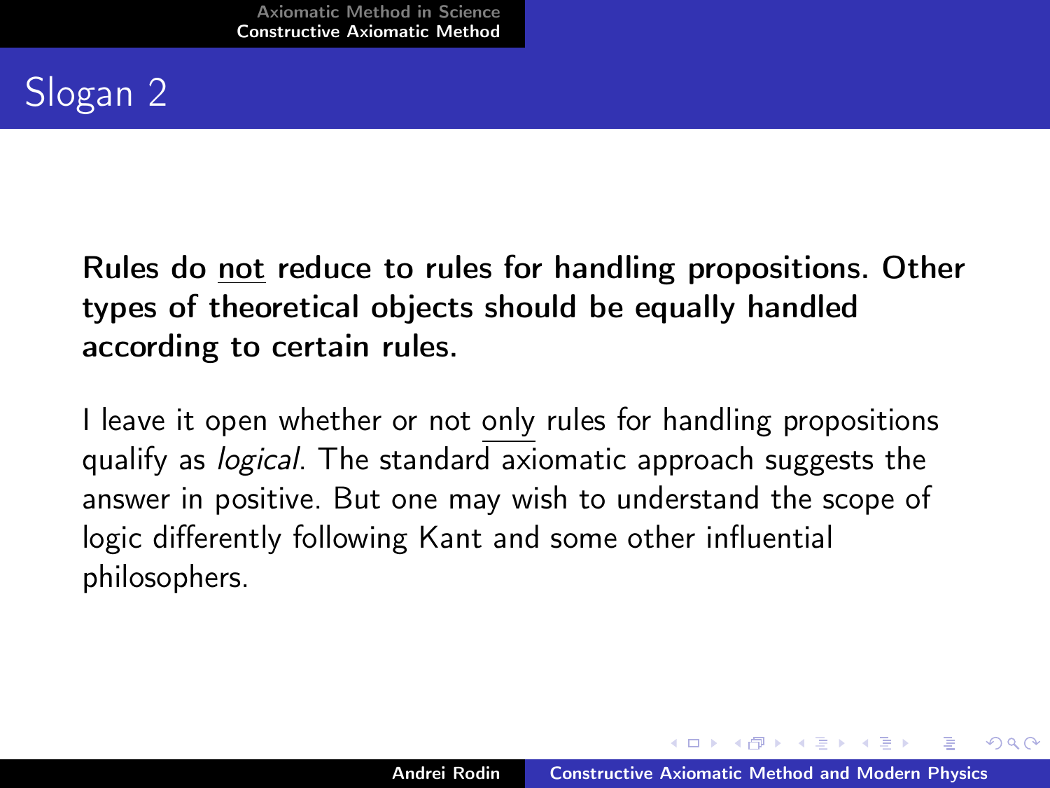# Slogan 2

**Rules do <u>not</u> reduce to rules for handling propositions. Other types of theoretical objects should be equally handled according to certain rules.**

I leave it open whether or not <u>only</u> rules for handling propositions qualify as *logical*. The standard axiomatic approach suggests the answer in positive. But one may wish to understand the scope of logic differently following Kant and some other influential philosophers.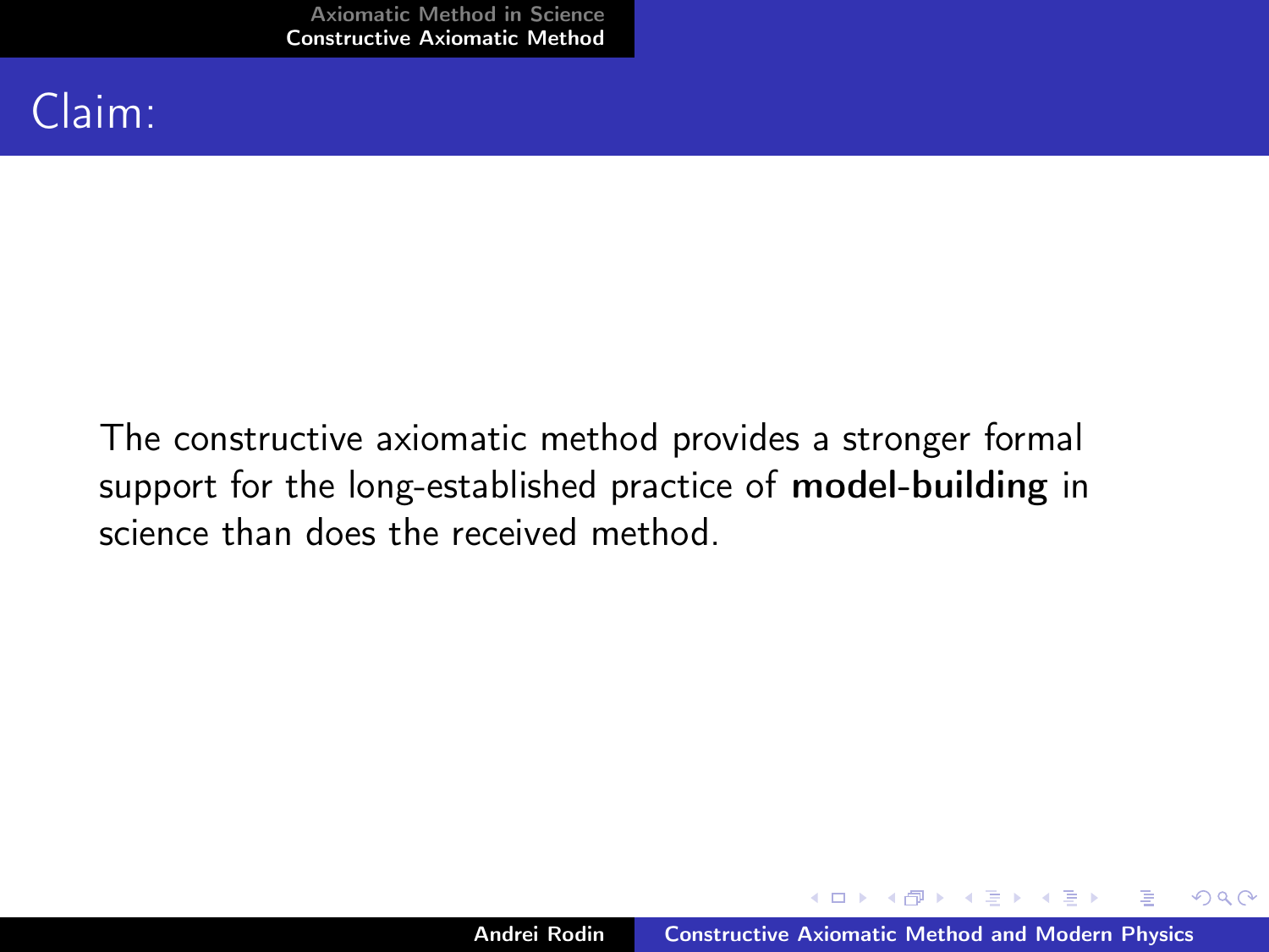# Claim:

The constructive axiomatic method provides a stronger formal support for the long-established practice of **model-building** in science than does the received method.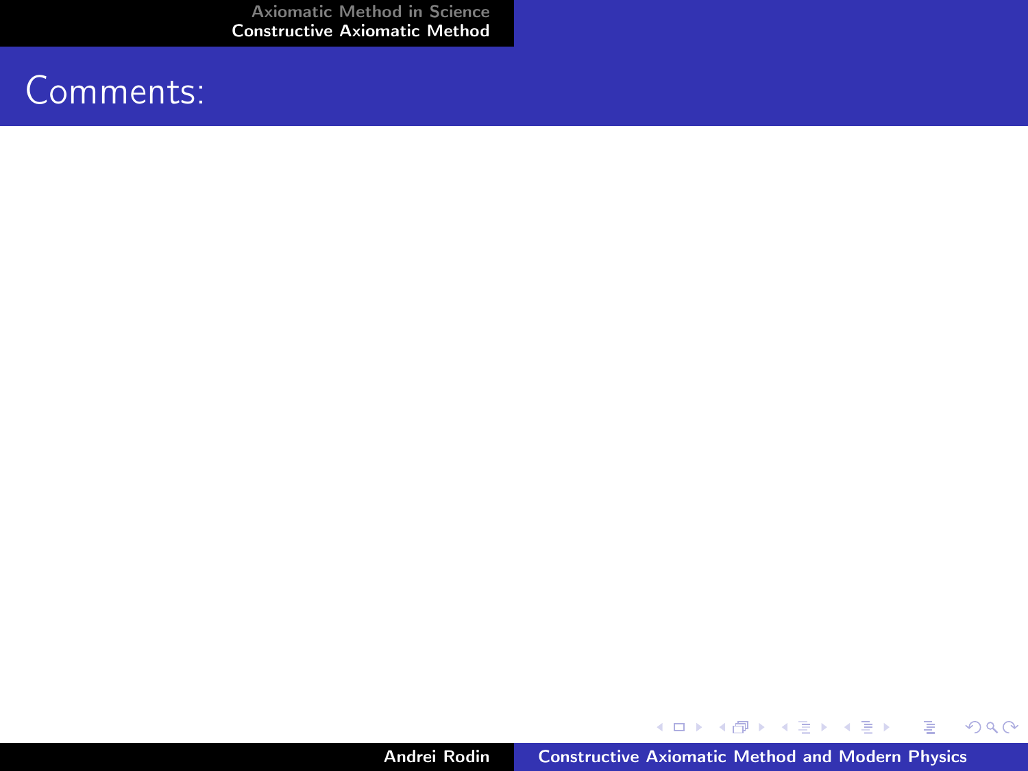# Comments: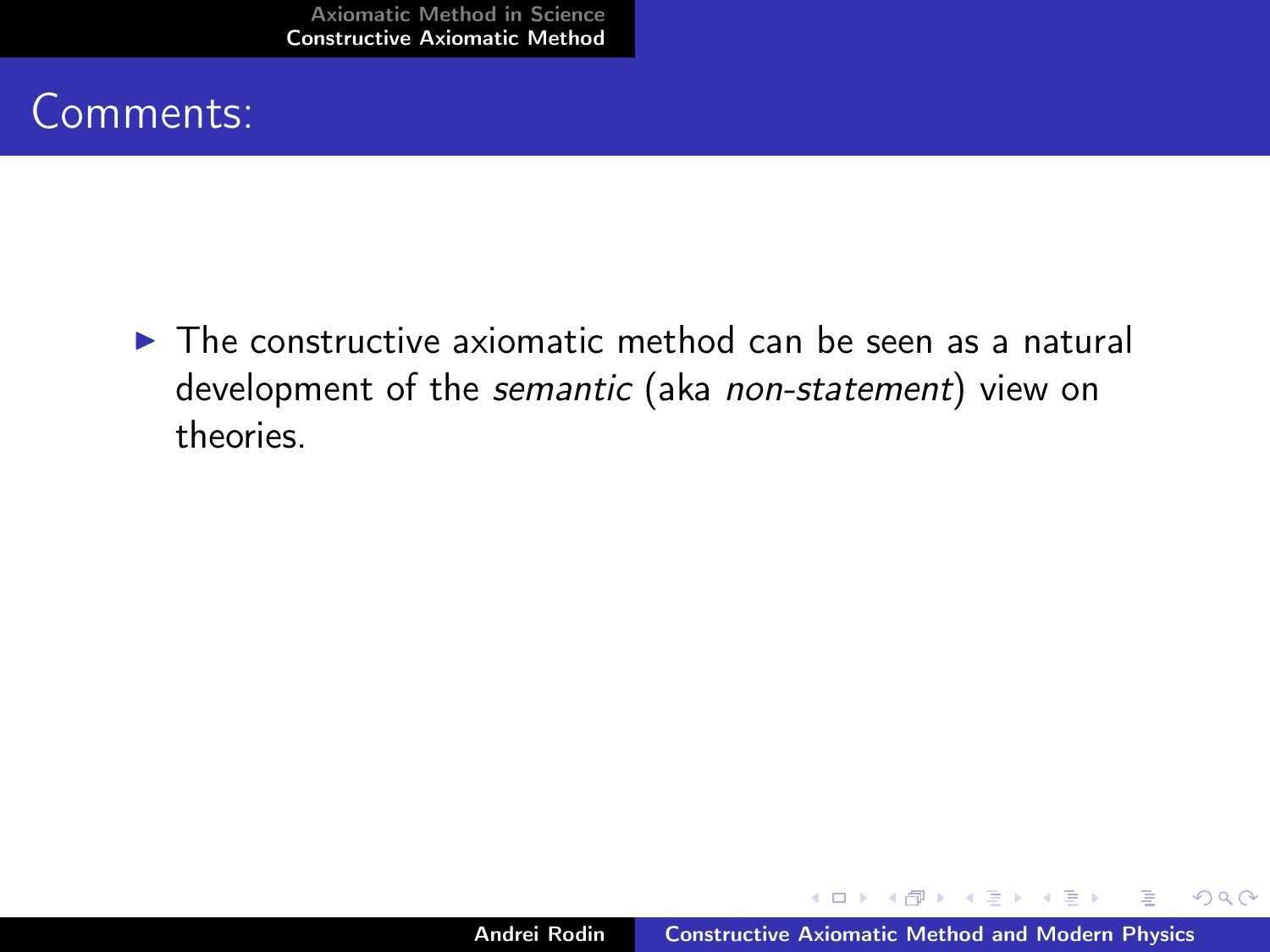## Comments:

- The constructive axiomatic method can be seen as a natural development of the *semantic* (aka *non-statement*) view on theories.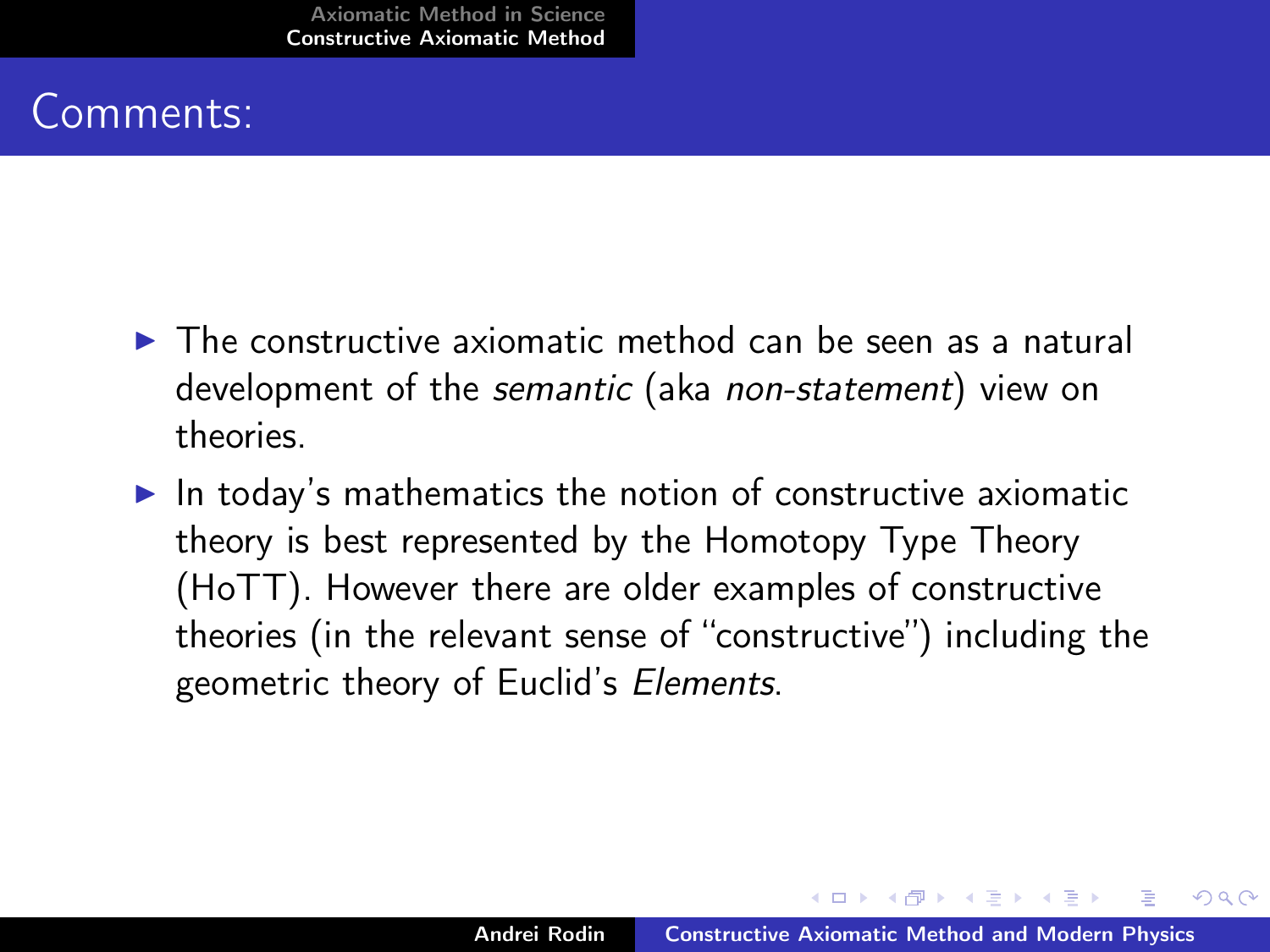## Comments:

- The constructive axiomatic method can be seen as a natural development of the *semantic* (aka *non-statement*) view on theories.
- In today's mathematics the notion of constructive axiomatic theory is best represented by the Homotopy Type Theory (HoTT). However there are older examples of constructive theories (in the relevant sense of "constructive") including the geometric theory of Euclid's *Elements*.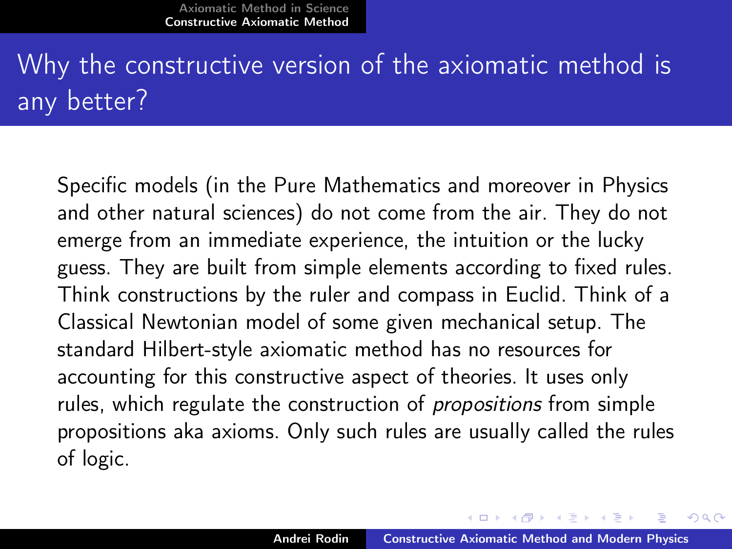# Why the constructive version of the axiomatic method is any better?

Specific models (in the Pure Mathematics and moreover in Physics and other natural sciences) do not come from the air. They do not emerge from an immediate experience, the intuition or the lucky guess. They are built from simple elements according to fixed rules. Think constructions by the ruler and compass in Euclid. Think of a Classical Newtonian model of some given mechanical setup. The standard Hilbert-style axiomatic method has no resources for accounting for this constructive aspect of theories. It uses only rules, which regulate the construction of *propositions* from simple propositions aka axioms. Only such rules are usually called the rules of logic.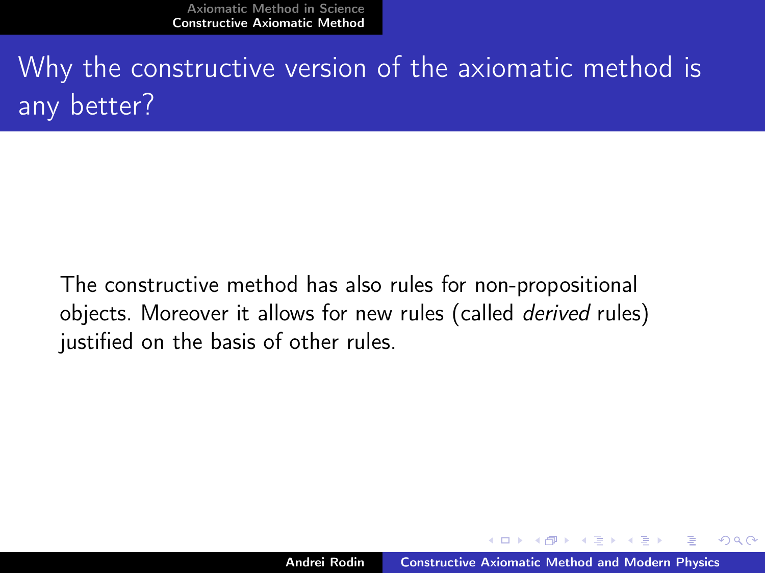## Why the constructive version of the axiomatic method is any better?

The constructive method has also rules for non-propositional objects. Moreover it allows for new rules (called *derived* rules) justified on the basis of other rules.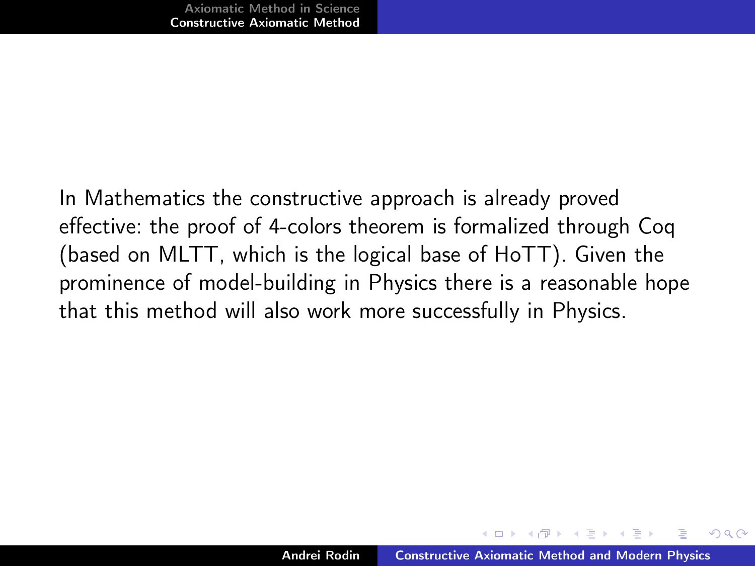In Mathematics the constructive approach is already proved effective: the proof of 4-colors theorem is formalized through Coq (based on MLTT, which is the logical base of HoTT). Given the prominence of model-building in Physics there is a reasonable hope that this method will also work more successfully in Physics.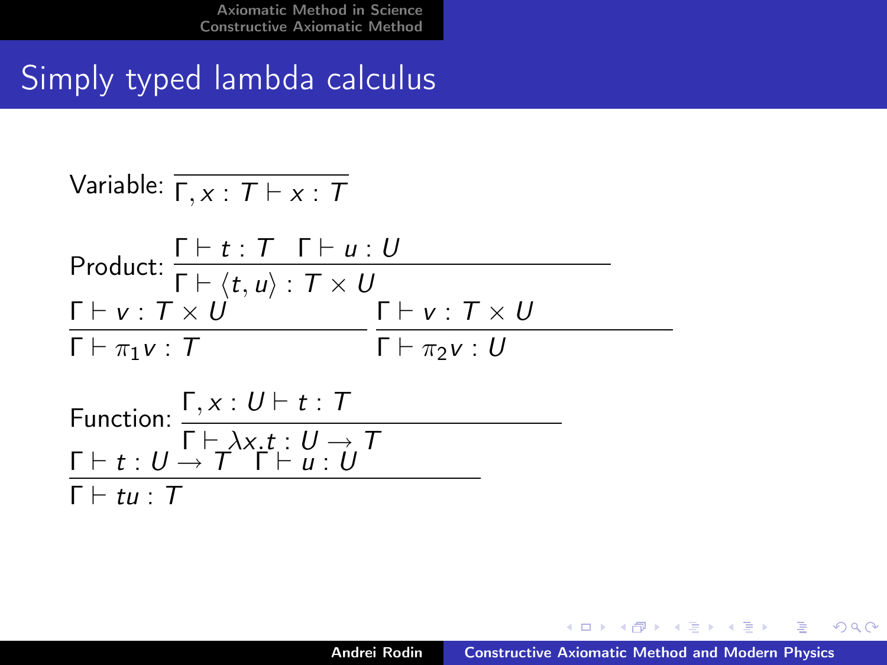# Simply typed lambda calculus

Variable: $$\frac{}{\Gamma, x : T \vdash x : T}$$

Product: $$\frac{\Gamma \vdash t : T \quad \Gamma \vdash u : U}{\Gamma \vdash \langle t, u \rangle : T \times U}$$

$$\frac{\Gamma \vdash v : T \times U}{\Gamma \vdash \pi_1 v : T} \qquad \frac{\Gamma \vdash v : T \times U}{\Gamma \vdash \pi_2 v : U}$$

Function: $$\frac{\Gamma, x : U \vdash t : T}{\Gamma \vdash \lambda x.t : U \rightarrow T}$$

$$\frac{\Gamma \vdash t : U \rightarrow T \quad \Gamma \vdash u : U}{\Gamma \vdash tu : T}$$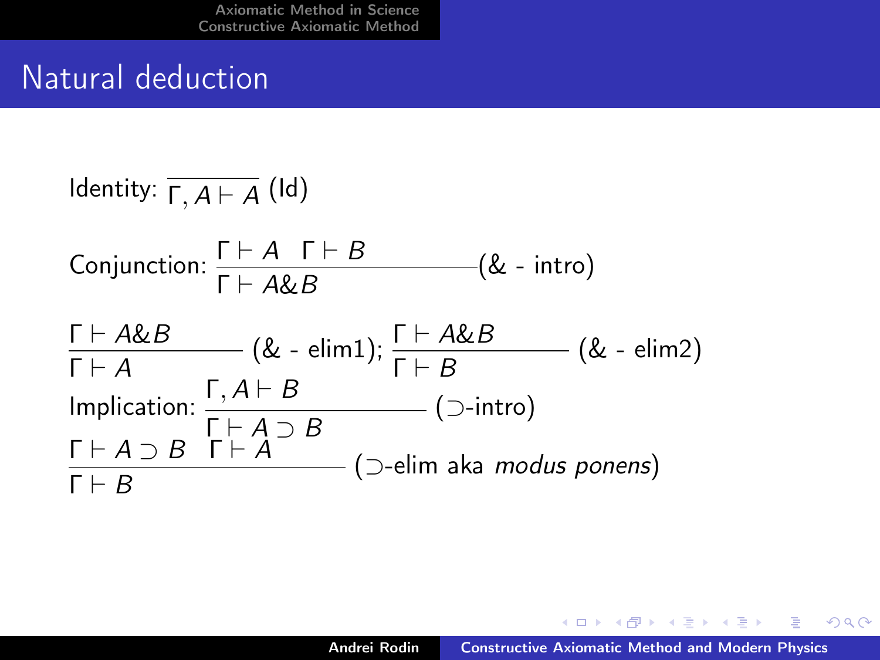# Natural deduction

Identity: $\overline{\Gamma, A \vdash A}$ (Id)

Conjunction: $$\frac{\Gamma \vdash A \quad \Gamma \vdash B}{\Gamma \vdash A \& B} (\& \text{ - intro})$$

$$\frac{\Gamma \vdash A \& B}{\Gamma \vdash A} (\& \text{ - elim1}); \quad \frac{\Gamma \vdash A \& B}{\Gamma \vdash B} (\& \text{ - elim2})$$

Implication: $$\frac{\Gamma, A \vdash B}{\Gamma \vdash A \supset B} (\supset\text{-intro})$$

$$\frac{\Gamma \vdash A \supset B \quad \Gamma \vdash A}{\Gamma \vdash B} (\supset\text{-elim aka } \textit{modus ponens})$$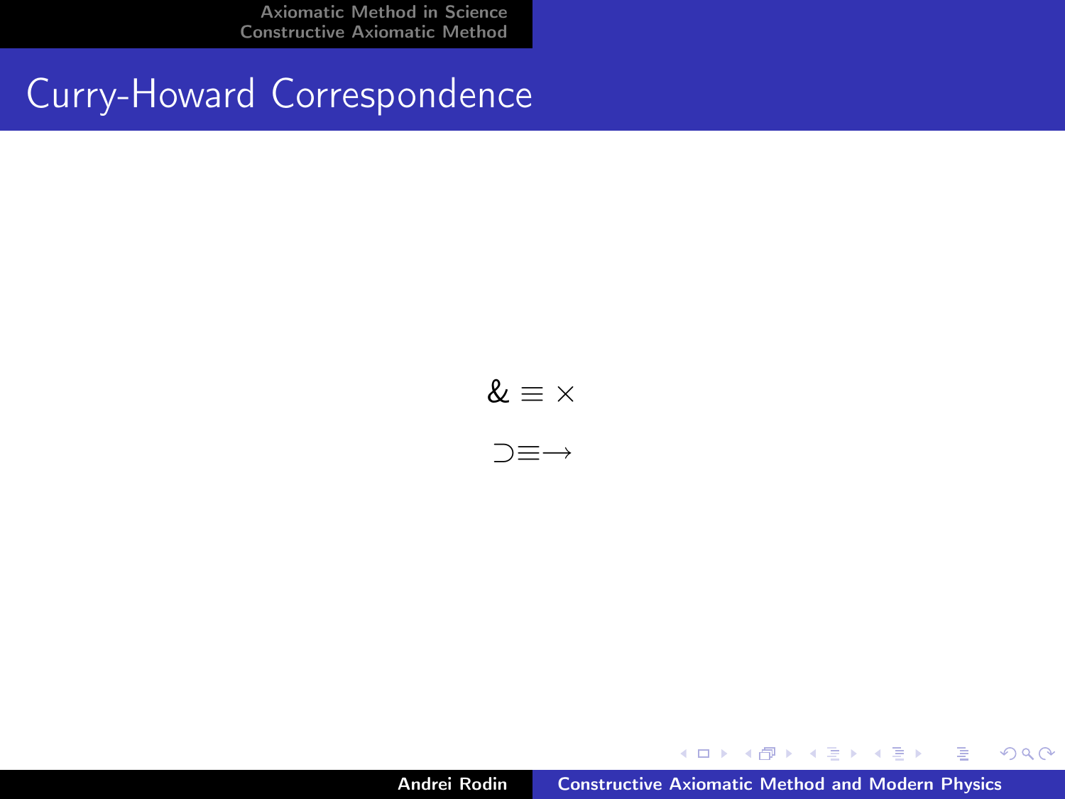# Curry-Howard Correspondence

$$\& \equiv \times$$

$$\supset \equiv \rightarrow$$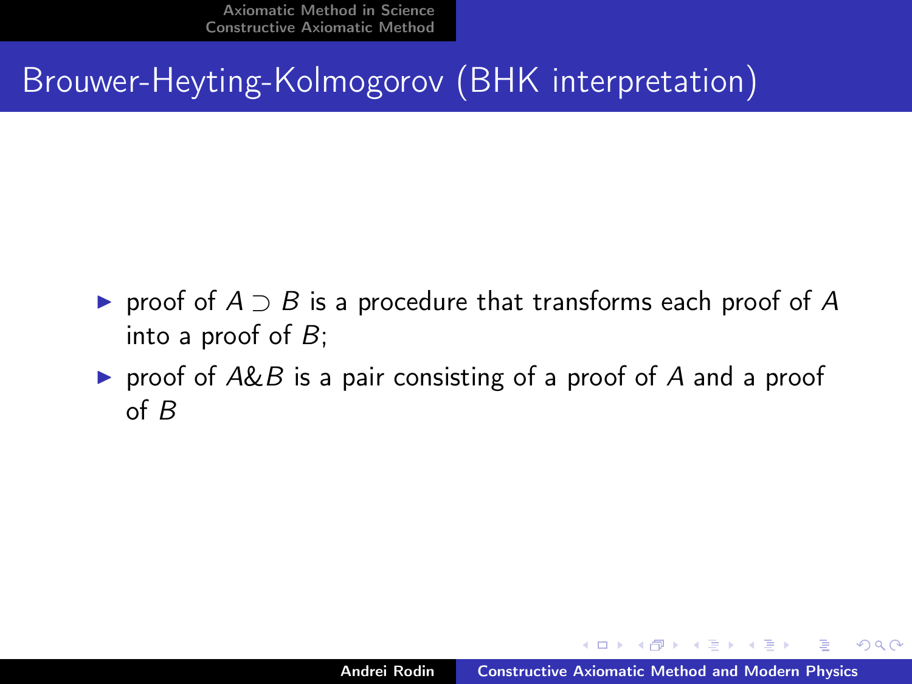# Brouwer-Heyting-Kolmogorov (BHK interpretation)

- proof of $A \supset B$ is a procedure that transforms each proof of $A$ into a proof of $B$;
- proof of $A\&B$ is a pair consisting of a proof of $A$ and a proof of $B$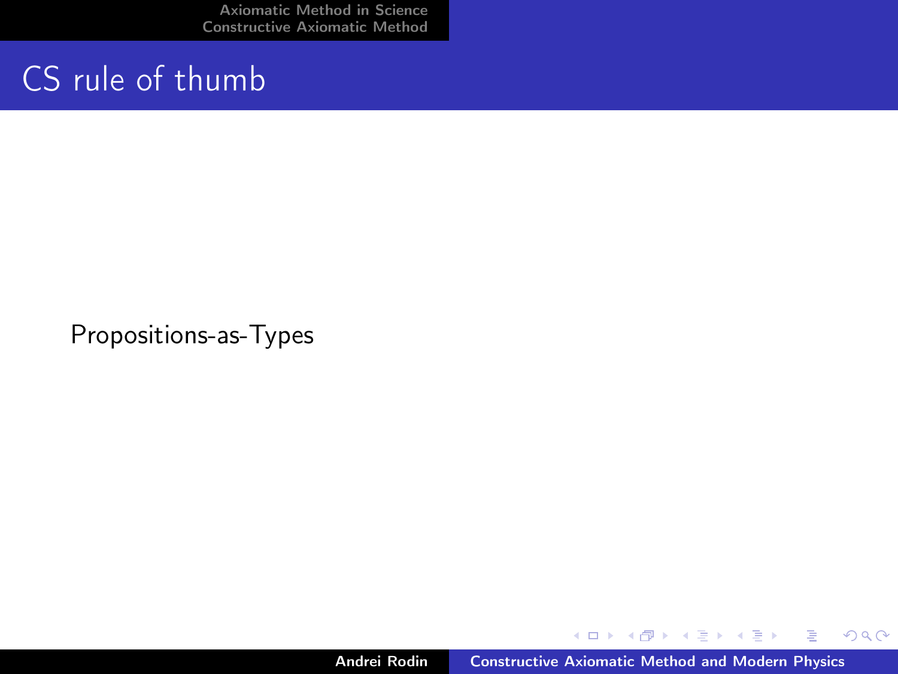# CS rule of thumb

Propositions-as-Types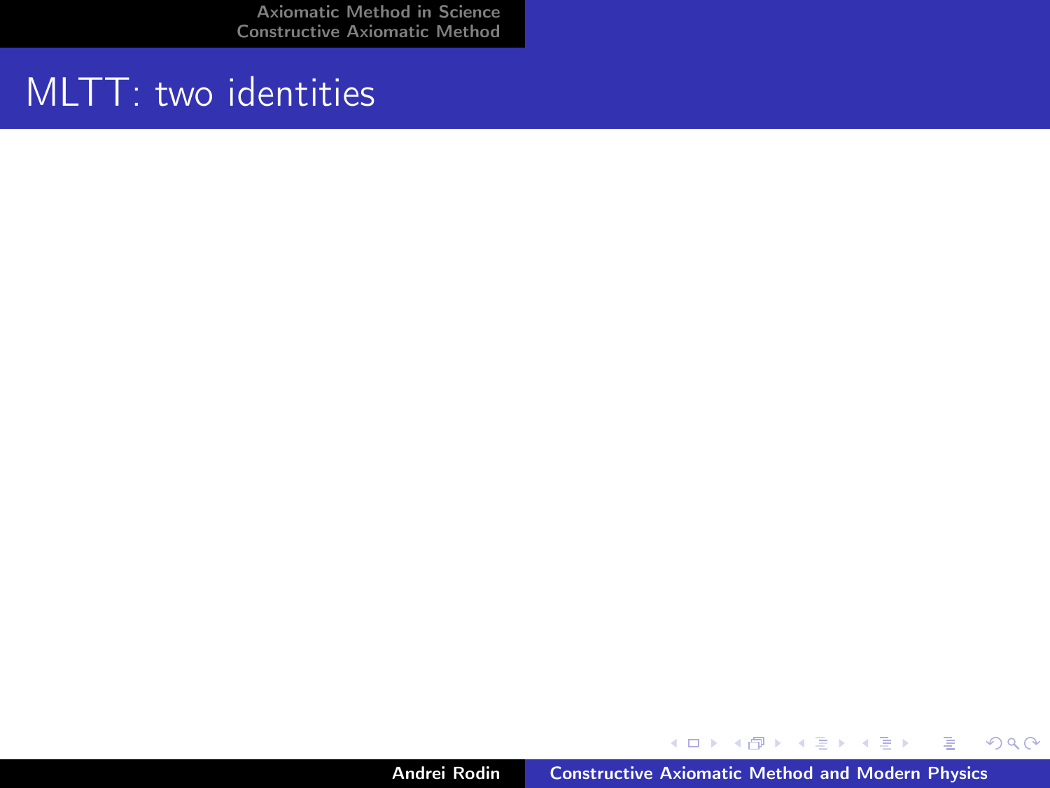# MLTT: two identities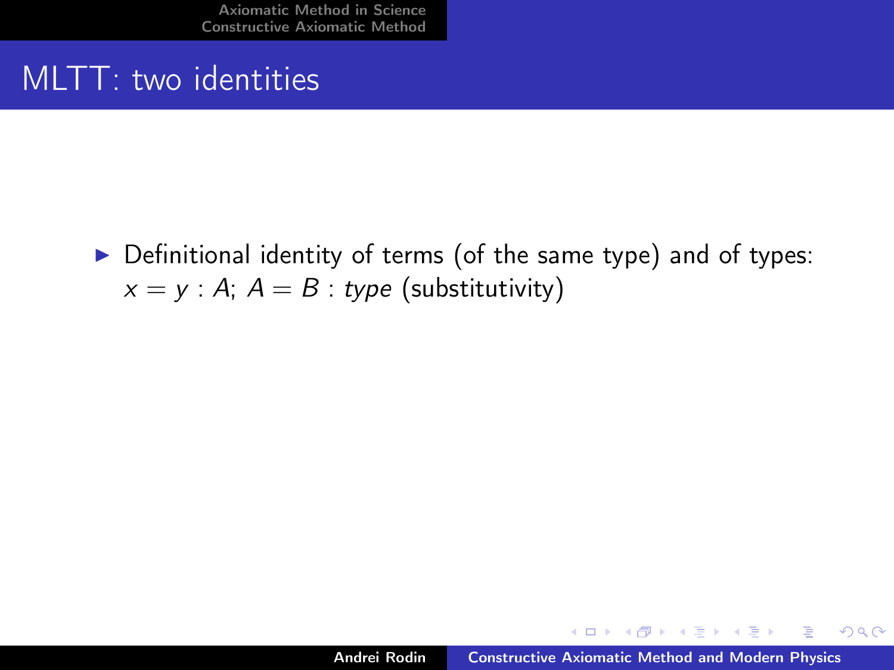# MLTT: two identities

- Definitional identity of terms (of the same type) and of types: $x = y : A$; $A = B : type$ (substitutivity)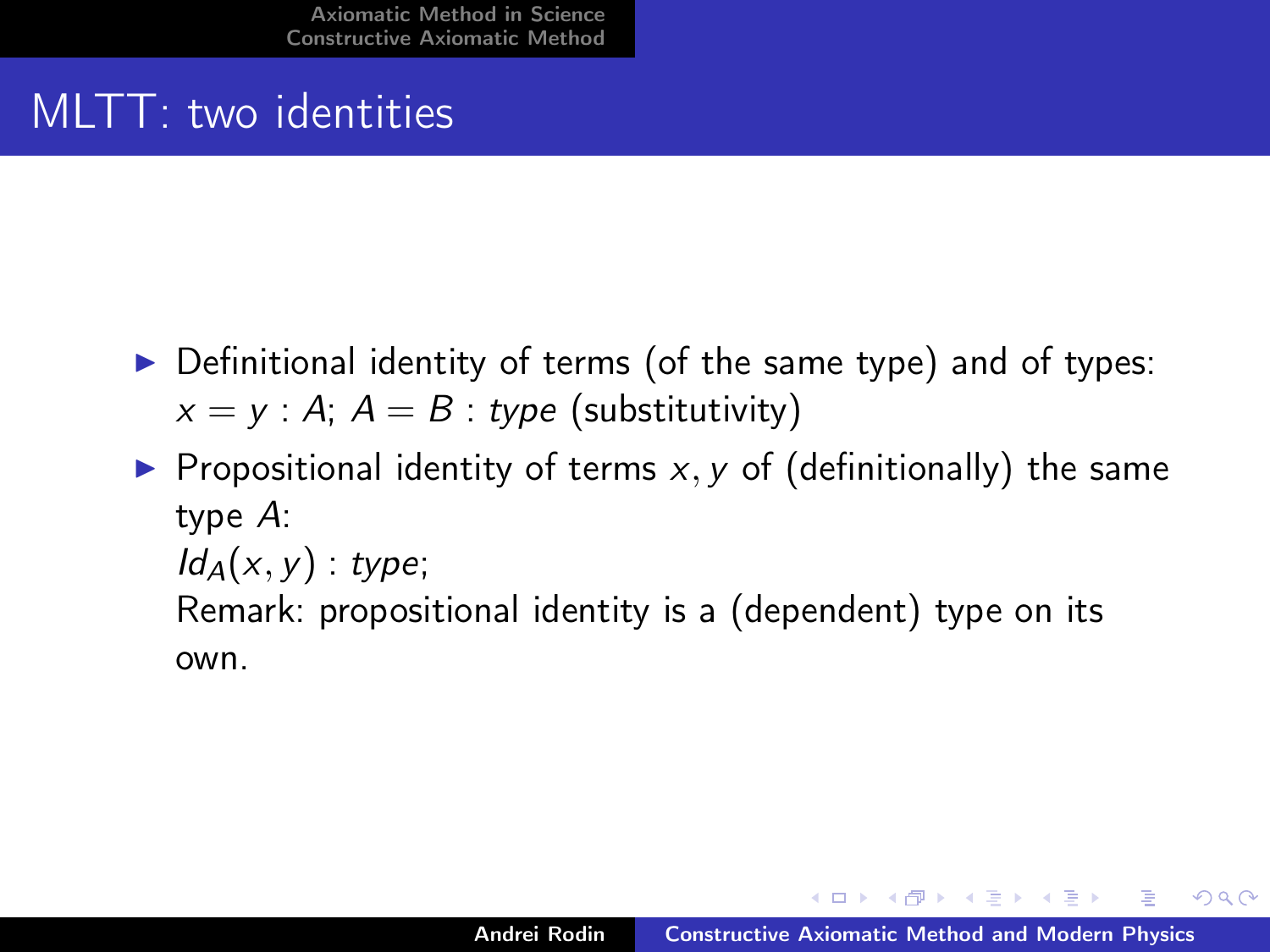# MLTT: two identities

- Definitional identity of terms (of the same type) and of types: $x = y : A$; $A = B : type$ (substitutivity)
- Propositional identity of terms $x, y$ of (definitionally) the same type $A$:
  $Id_A(x, y) : type$;
  Remark: propositional identity is a (dependent) type on its own.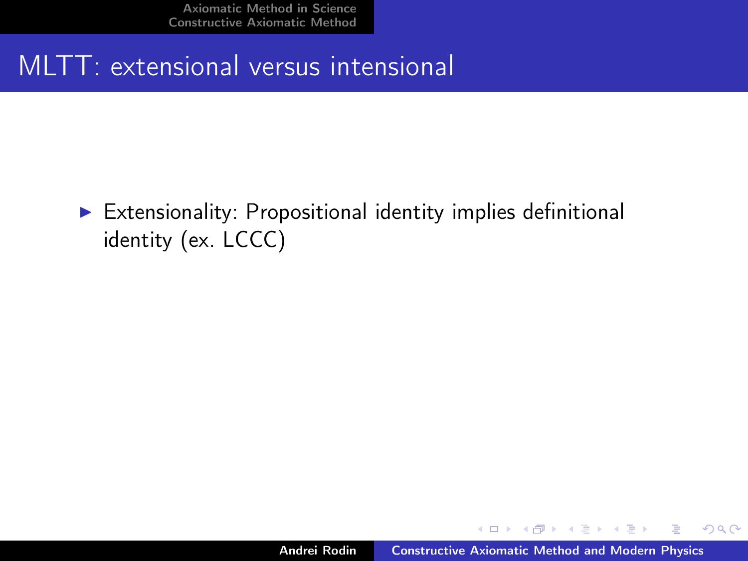# MLTT: extensional versus intensional

- Extensionality: Propositional identity implies definitional identity (ex. LCCC)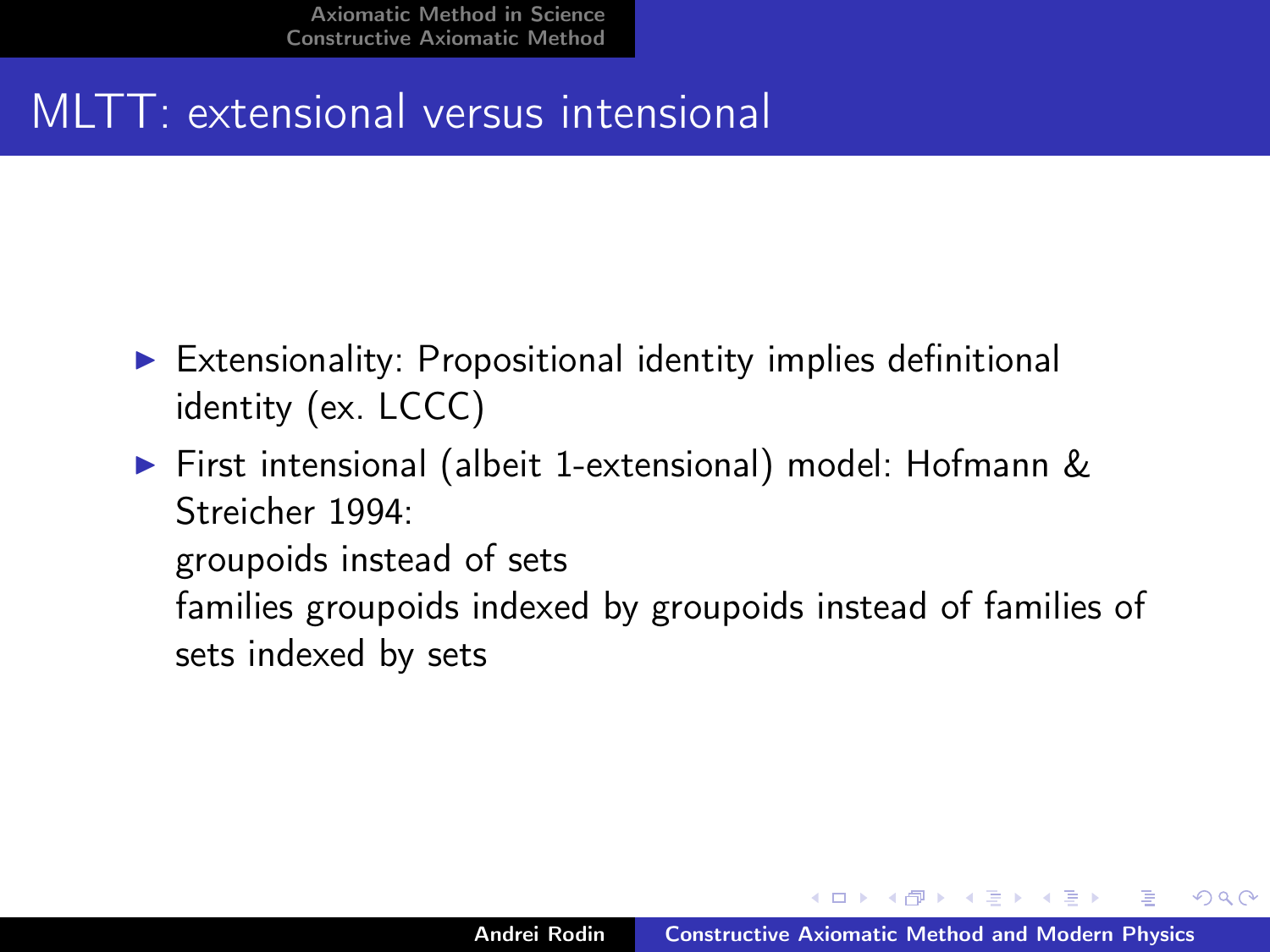# MLTT: extensional versus intensional

- Extensionality: Propositional identity implies definitional identity (ex. LCCC)
- First intensional (albeit 1-extensional) model: Hofmann & Streicher 1994:
  groupoids instead of sets
  families groupoids indexed by groupoids instead of families of sets indexed by sets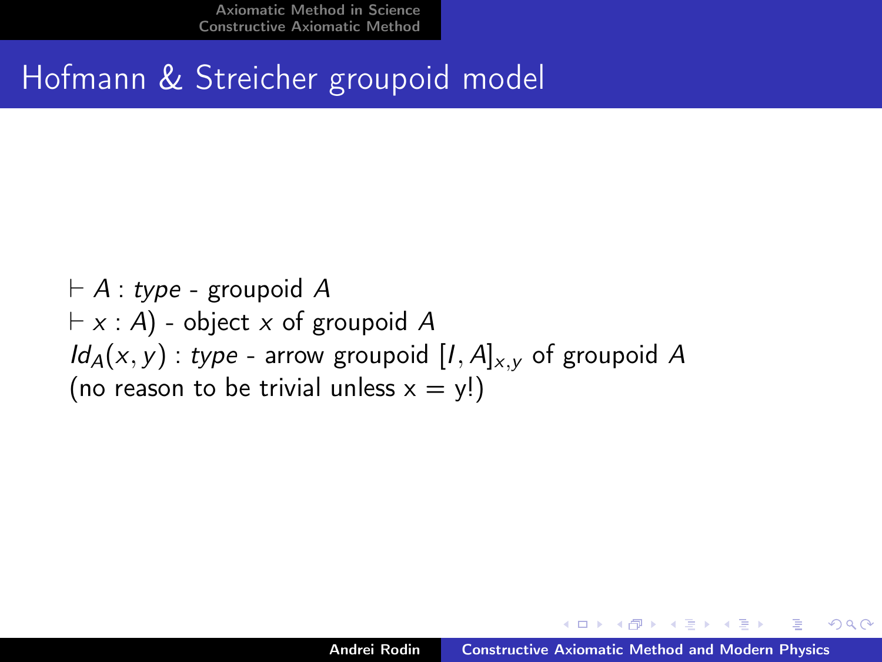# Hofmann & Streicher groupoid model

$\vdash A : type$ - groupoid $A$

$\vdash x : A)$ - object $x$ of groupoid $A$

$Id_A(x, y) : type$ - arrow groupoid $[I, A]_{x,y}$ of groupoid $A$

(no reason to be trivial unless x = y!)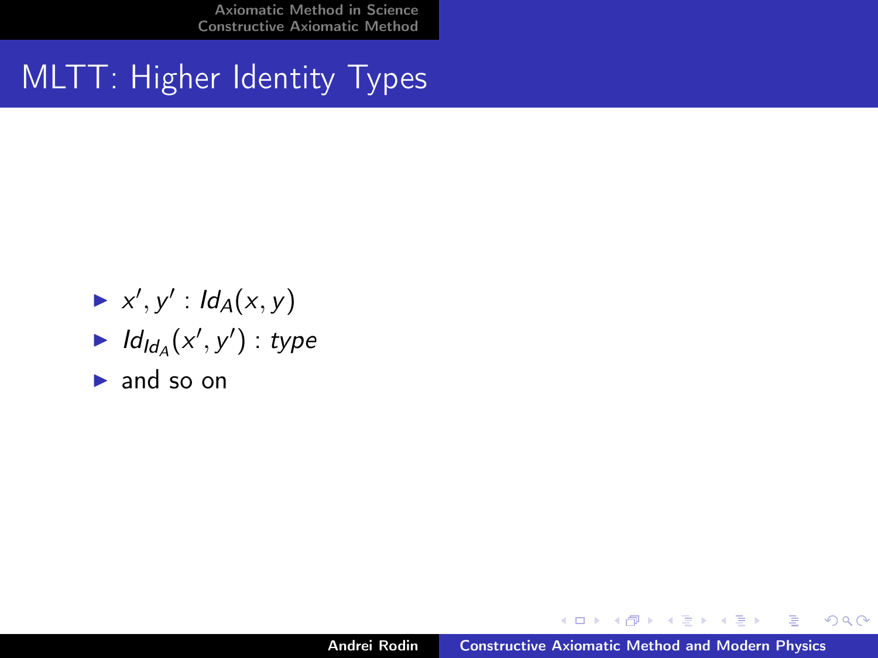# MLTT: Higher Identity Types

- $x', y' : Id_A(x, y)$
- $Id_{Id_A}(x', y') : type$
- and so on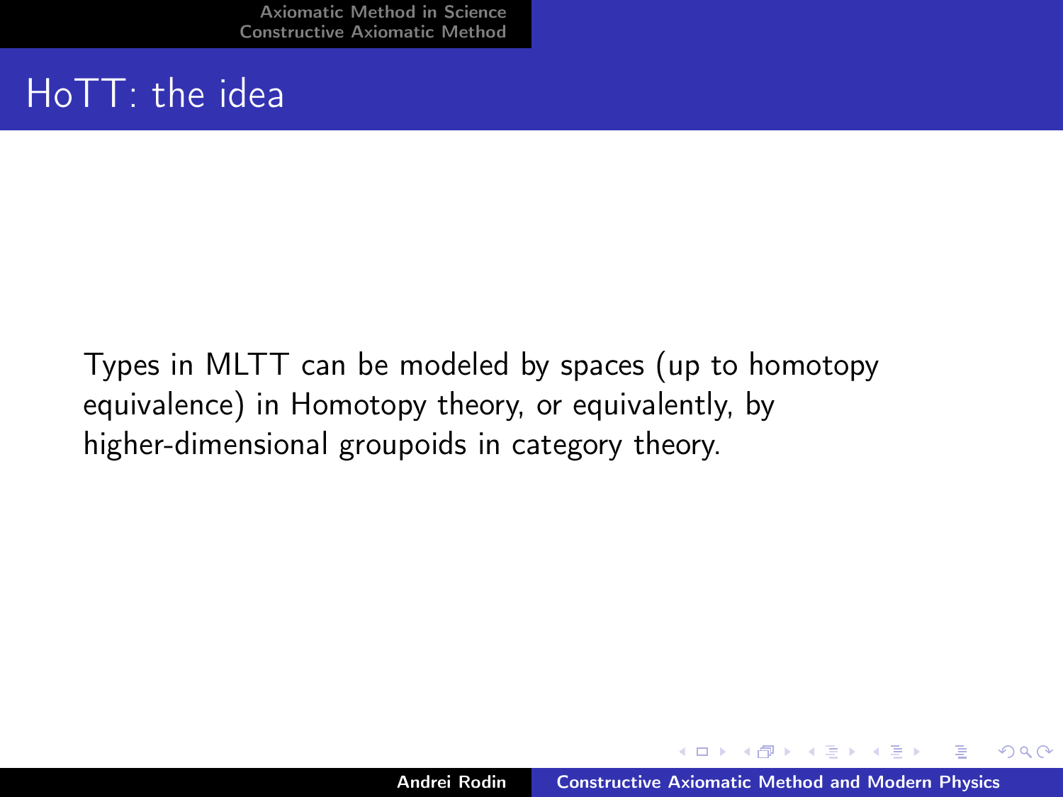## HoTT: the idea

Types in MLTT can be modeled by spaces (up to homotopy equivalence) in Homotopy theory, or equivalently, by higher-dimensional groupoids in category theory.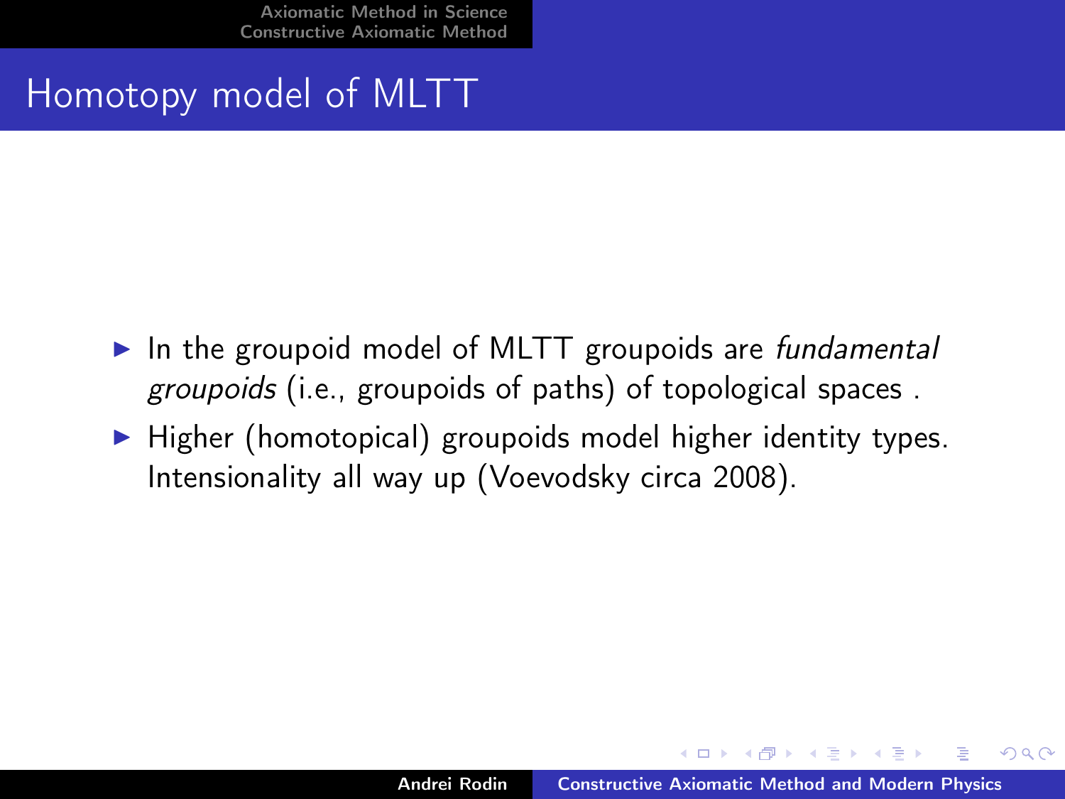# Homotopy model of MLTT

- In the groupoid model of MLTT groupoids are *fundamental groupoids* (i.e., groupoids of paths) of topological spaces .
- Higher (homotopical) groupoids model higher identity types. Intensionality all way up (Voevodsky circa 2008).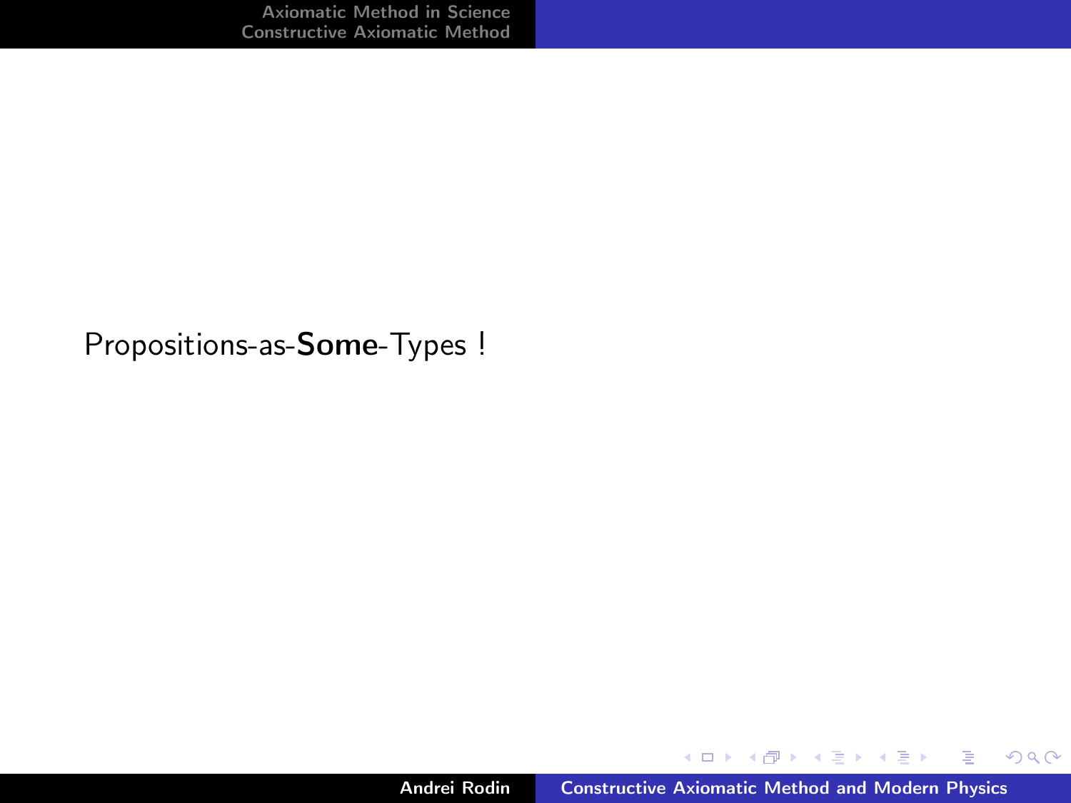Propositions-as-**Some**-Types !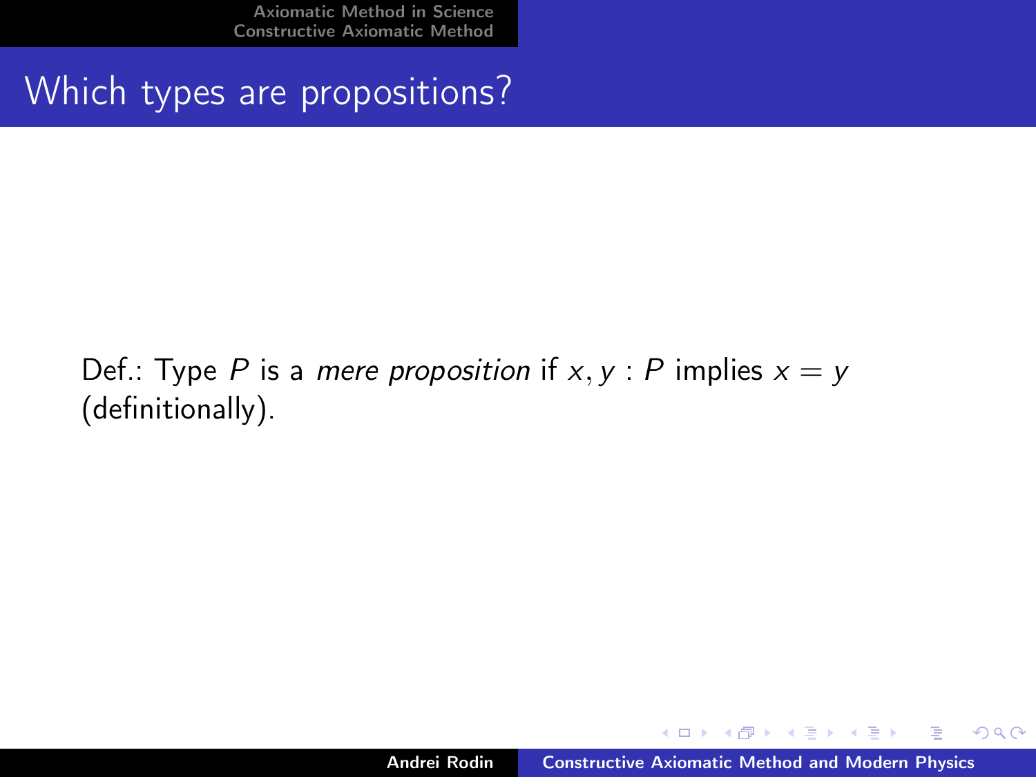# Which types are propositions?

Def.: Type $P$ is a *mere proposition* if $x, y : P$ implies $x = y$ (definitionally).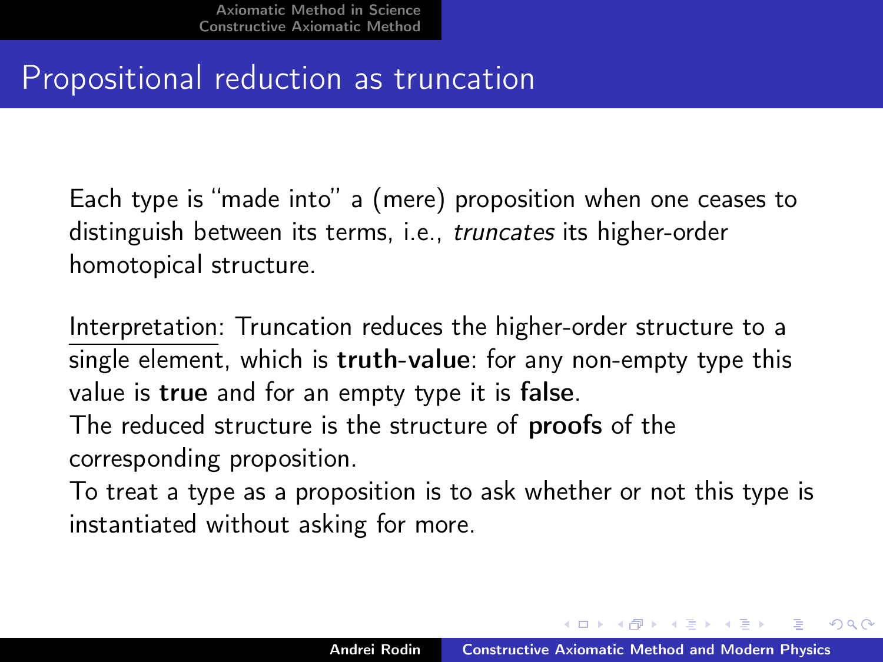# Propositional reduction as truncation

Each type is "made into" a (mere) proposition when one ceases to distinguish between its terms, i.e., *truncates* its higher-order homotopical structure.

Interpretation: Truncation reduces the higher-order structure to a single element, which is **truth-value**: for any non-empty type this value is **true** and for an empty type it is **false**.
The reduced structure is the structure of **proofs** of the corresponding proposition.
To treat a type as a proposition is to ask whether or not this type is instantiated without asking for more.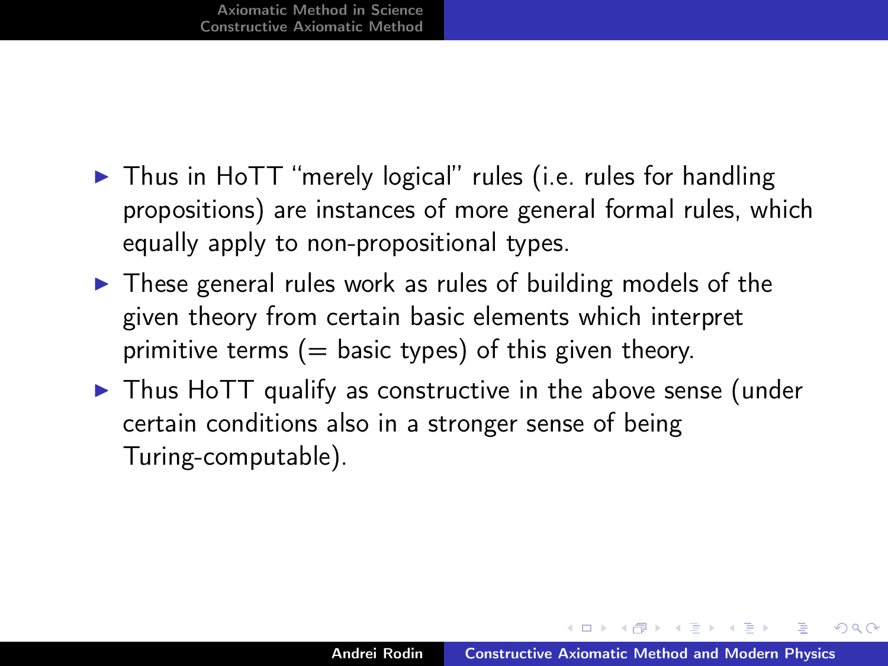- Thus in HoTT "merely logical" rules (i.e. rules for handling propositions) are instances of more general formal rules, which equally apply to non-propositional types.
- These general rules work as rules of building models of the given theory from certain basic elements which interpret primitive terms (= basic types) of this given theory.
- Thus HoTT qualify as constructive in the above sense (under certain conditions also in a stronger sense of being Turing-computable).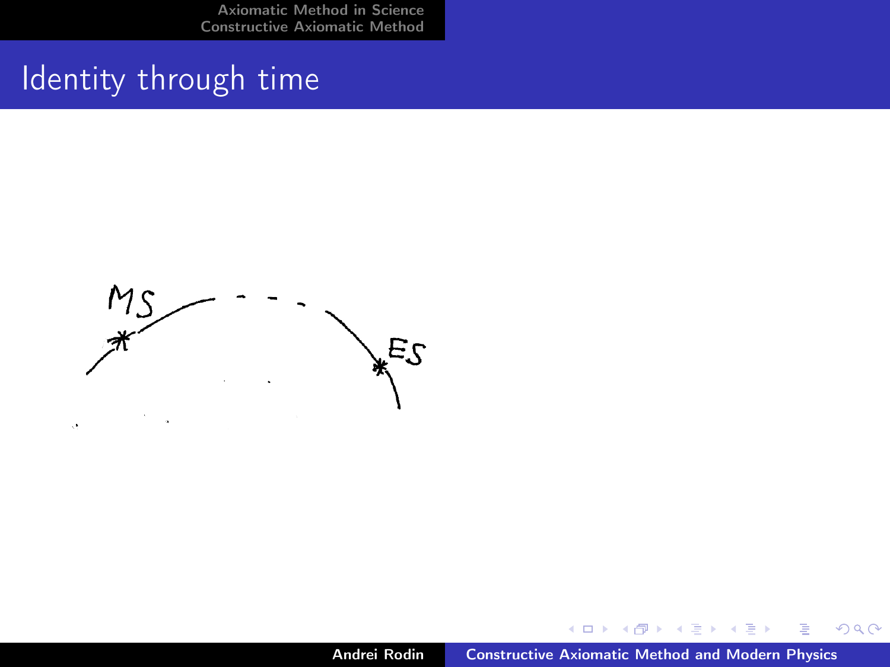# Identity through time

MS

ES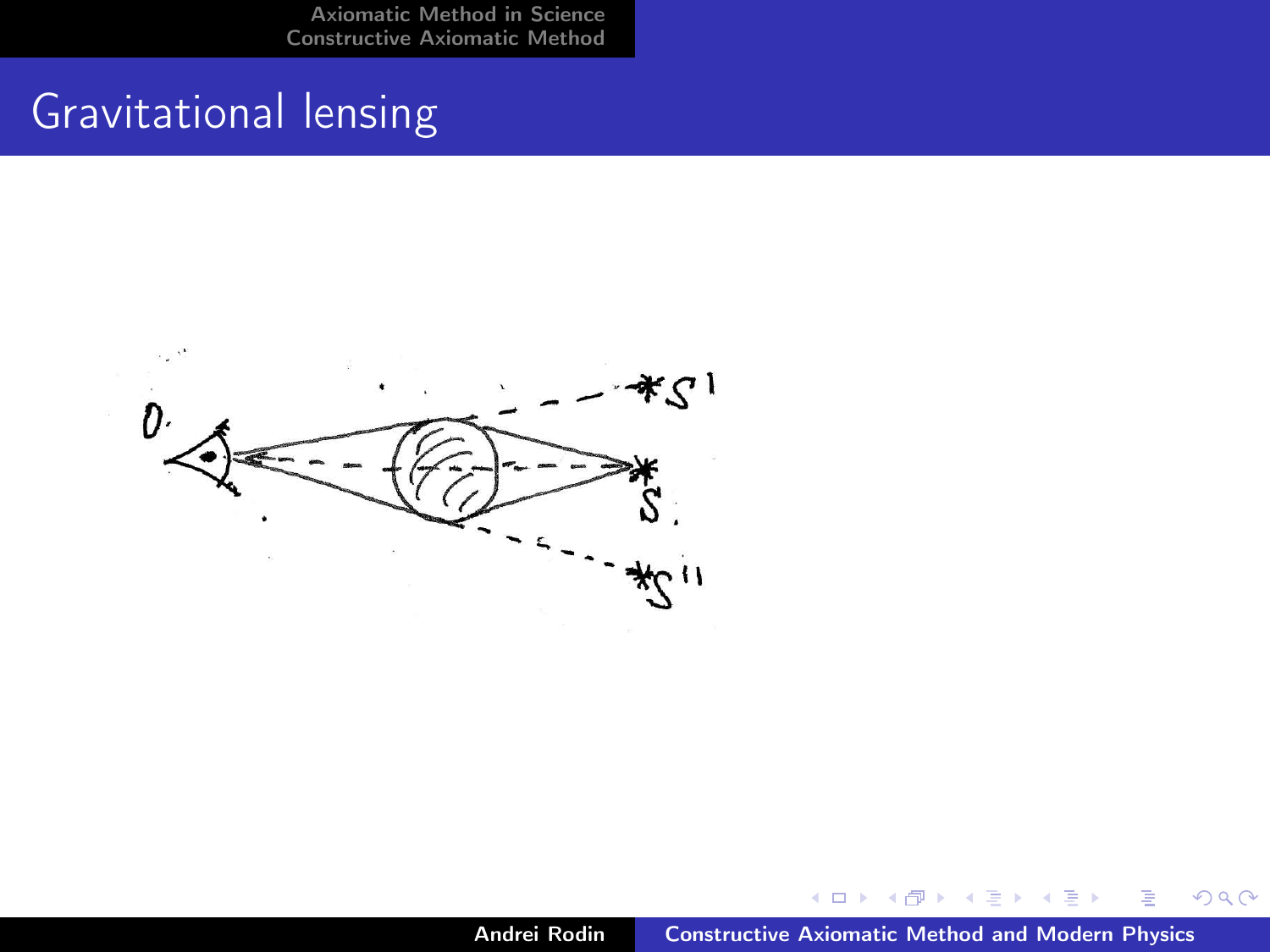# Gravitational lensing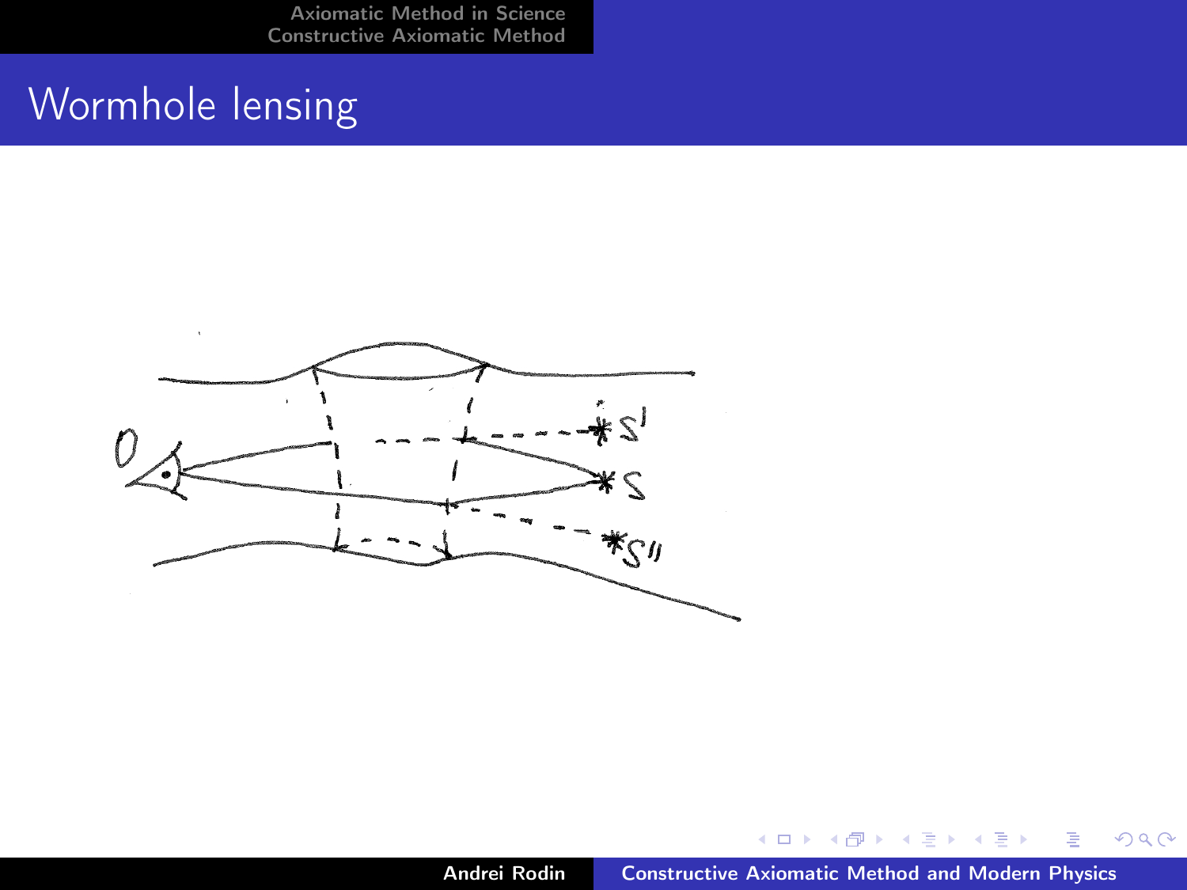# Wormhole lensing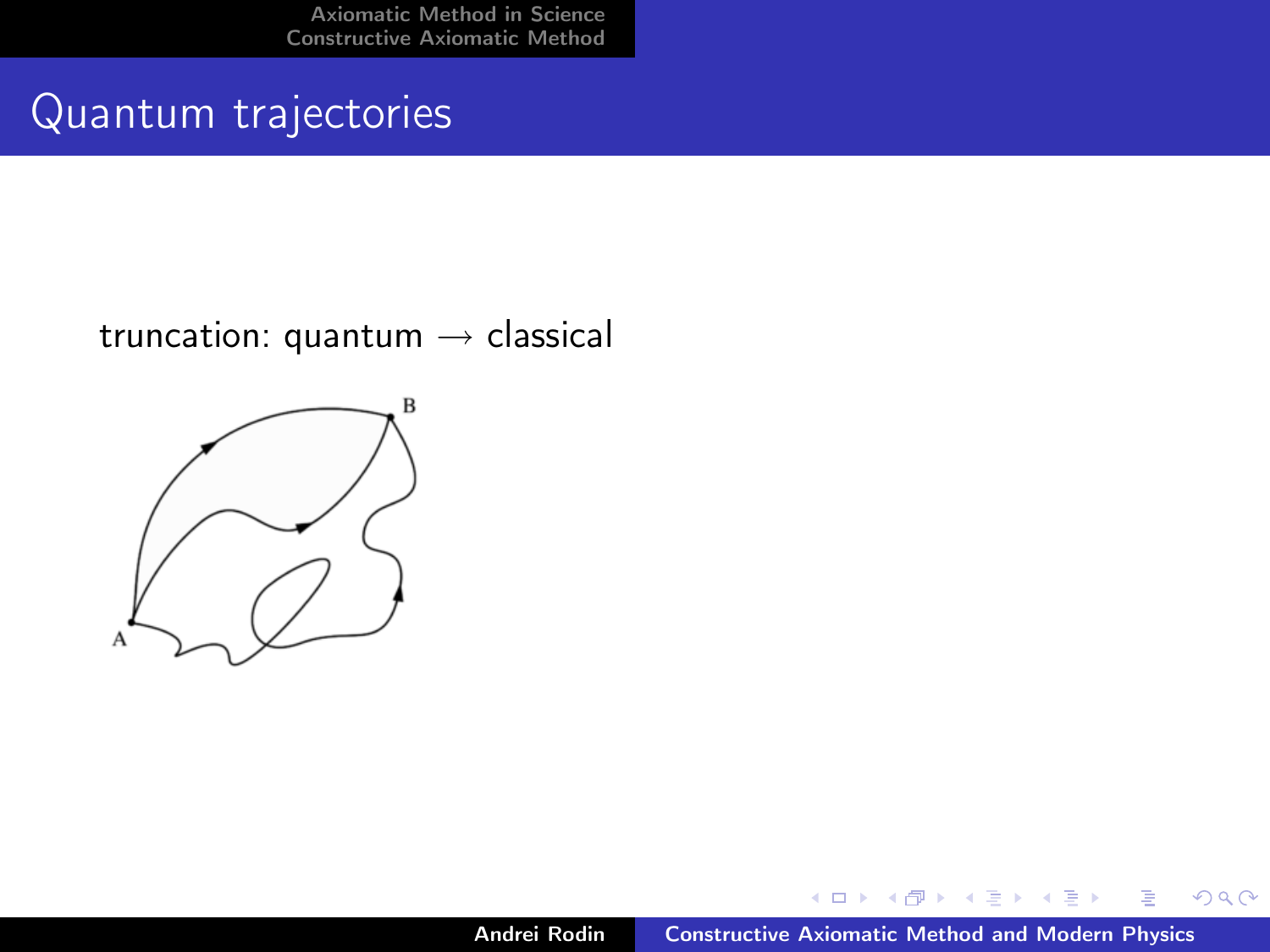## Quantum trajectories

truncation: quantum $\rightarrow$ classical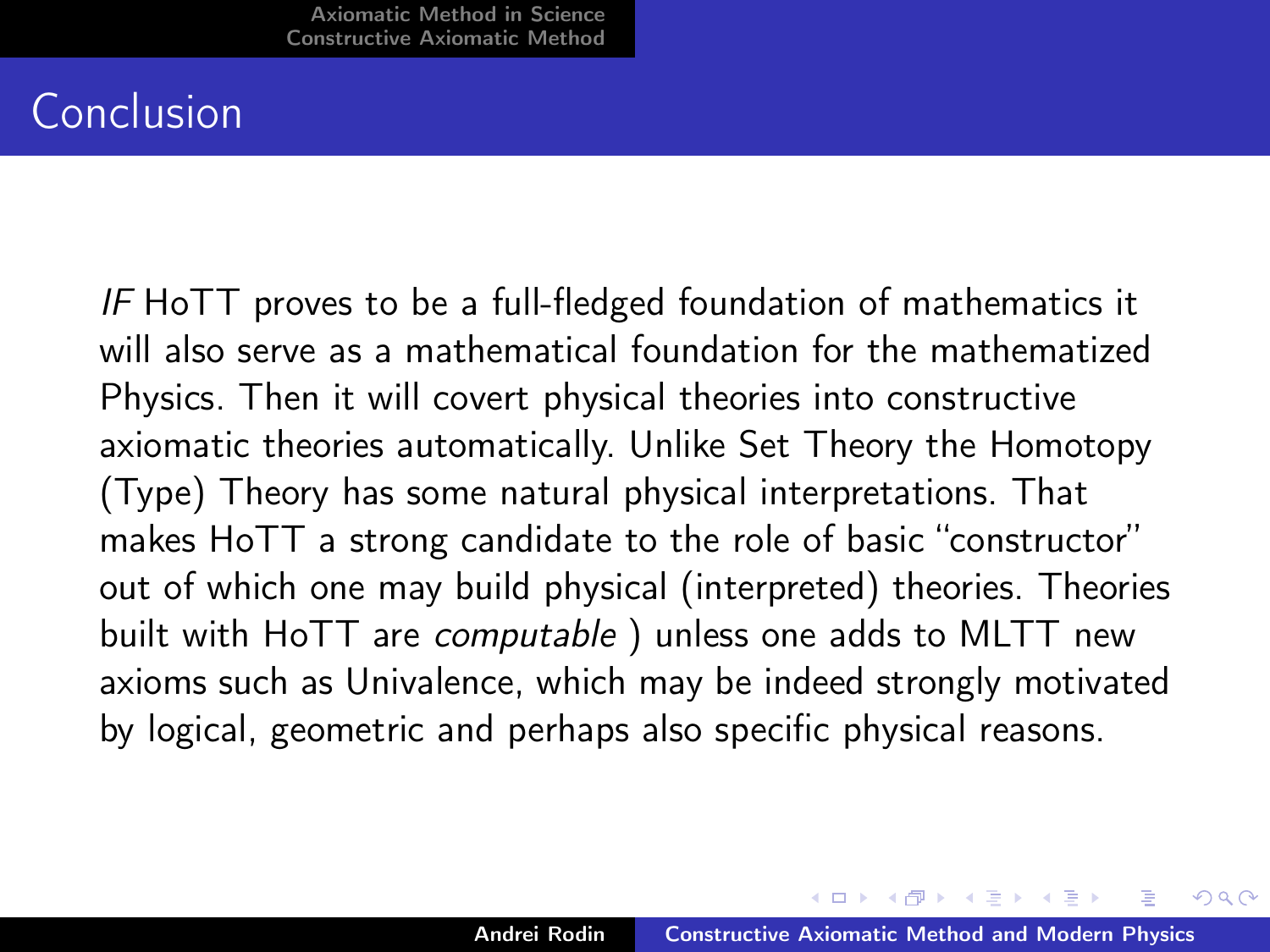# Conclusion

*IF* HoTT proves to be a full-fledged foundation of mathematics it will also serve as a mathematical foundation for the mathematized Physics. Then it will covert physical theories into constructive axiomatic theories automatically. Unlike Set Theory the Homotopy (Type) Theory has some natural physical interpretations. That makes HoTT a strong candidate to the role of basic "constructor" out of which one may build physical (interpreted) theories. Theories built with HoTT are *computable* ) unless one adds to MLTT new axioms such as Univalence, which may be indeed strongly motivated by logical, geometric and perhaps also specific physical reasons.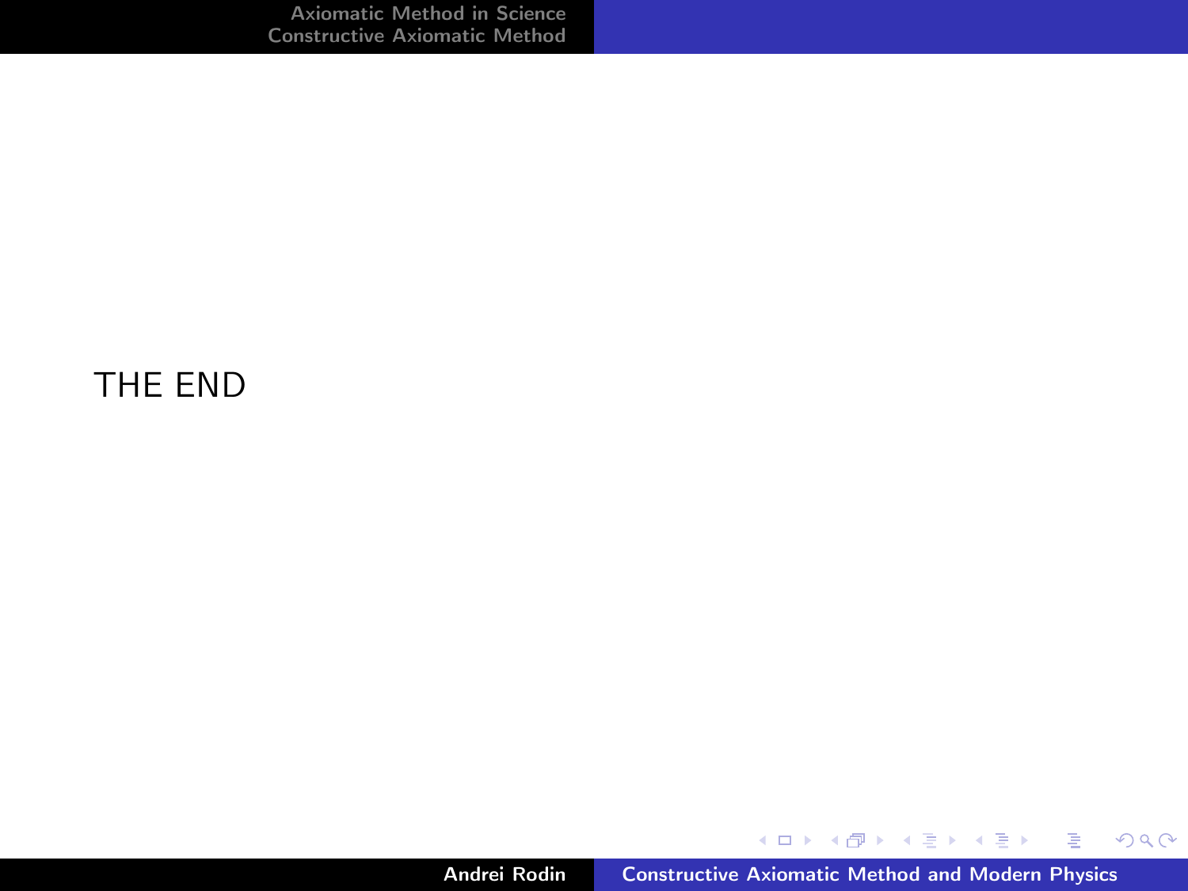THE END